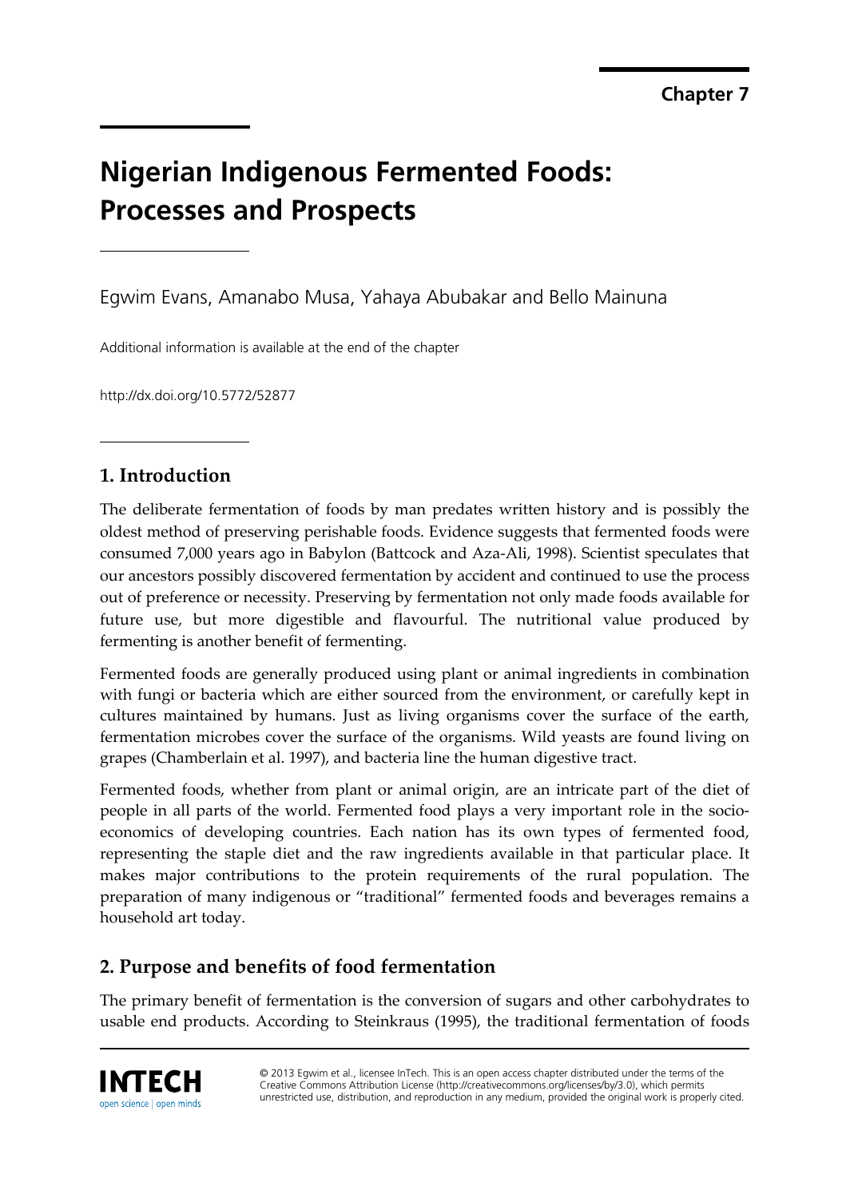Chapter 7

# Nigerian Indigenous Fermented Foods: Processes and Prospects

Egwim Evans, Amanabo Musa, Yahaya Abubakar and Bello Mainuna

Additional information is available at the end of the chapter

http://dx.doi.org/10.5772/52877

## 1. Introduction

The deliberate fermentation of foods by man predates written history and is possibly the oldest method of preserving perishable foods. Evidence suggests that fermented foods were consumed 7,000 years ago in Babylon (Battcock and Aza-Ali, 1998). Scientist speculates that our ancestors possibly discovered fermentation by accident and continued to use the process out of preference or necessity. Preserving by fermentation not only made foods available for future use, but more digestible and flavourful. The nutritional value produced by fermenting is another benefit of fermenting.

Fermented foods are generally produced using plant or animal ingredients in combination with fungi or bacteria which are either sourced from the environment, or carefully kept in cultures maintained by humans. Just as living organisms cover the surface of the earth, fermentation microbes cover the surface of the organisms. Wild yeasts are found living on grapes (Chamberlain et al. 1997), and bacteria line the human digestive tract.

Fermented foods, whether from plant or animal origin, are an intricate part of the diet of people in all parts of the world. Fermented food plays a very important role in the socio-economics of developing countries. Each nation has its own types of fermented food, representing the staple diet and the raw ingredients available in that particular place. It makes major contributions to the protein requirements of the rural population. The preparation of many indigenous or "traditional" fermented foods and beverages remains a household art today.

## 2. Purpose and benefits of food fermentation

The primary benefit of fermentation is the conversion of sugars and other carbohydrates to usable end products. According to Steinkraus (1995), the traditional fermentation of foods

© 2013 Egwim et al., licensee InTech. This is an open access chapter distributed under the terms of the Creative Commons Attribution License (http://creativecommons.org/licenses/by/3.0), which permits unrestricted use, distribution, and reproduction in any medium, provided the original work is properly cited.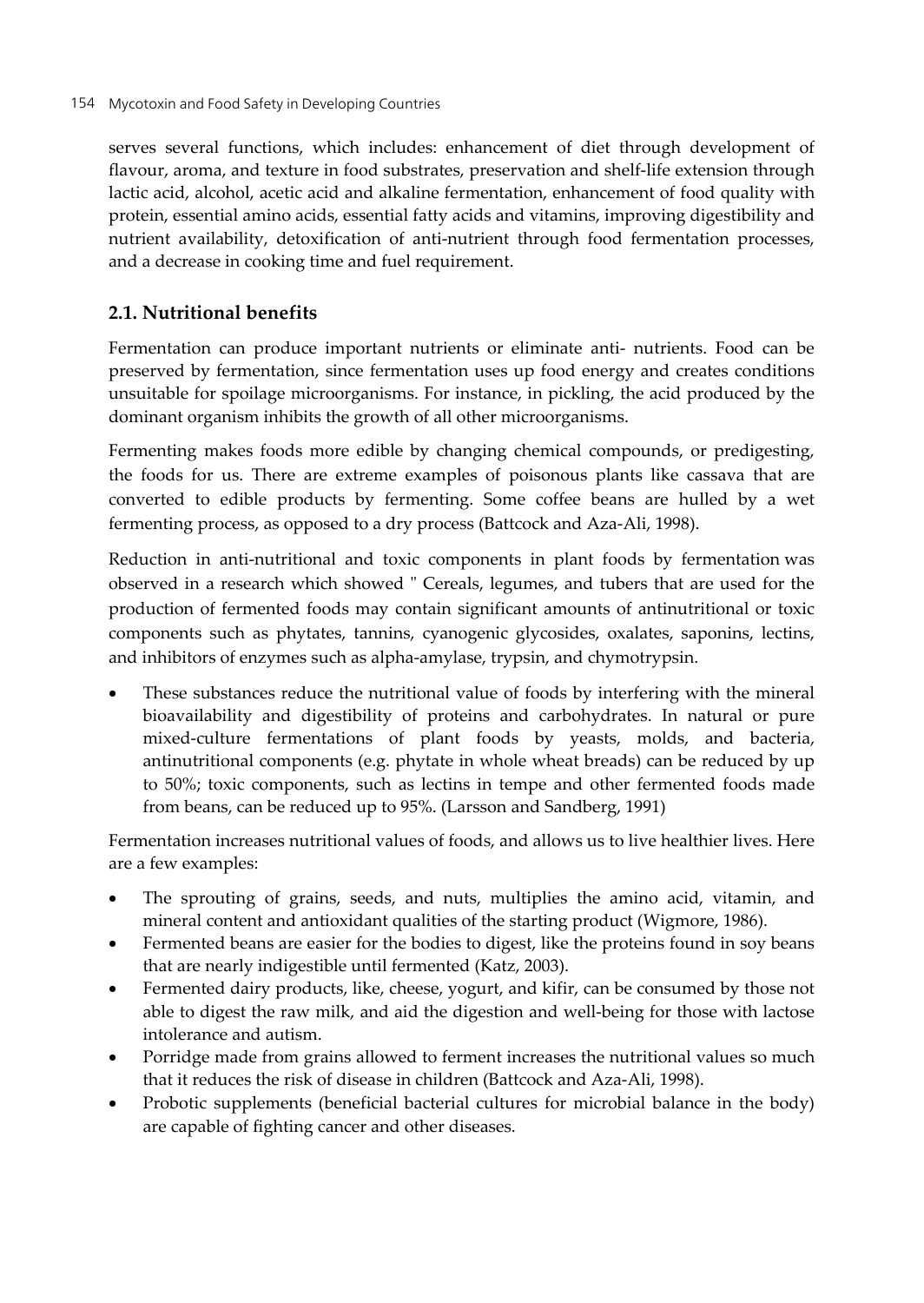serves several functions, which includes: enhancement of diet through development of flavour, aroma, and texture in food substrates, preservation and shelf-life extension through lactic acid, alcohol, acetic acid and alkaline fermentation, enhancement of food quality with protein, essential amino acids, essential fatty acids and vitamins, improving digestibility and nutrient availability, detoxification of anti-nutrient through food fermentation processes, and a decrease in cooking time and fuel requirement.

## 2.1. Nutritional benefits

Fermentation can produce important nutrients or eliminate anti- nutrients. Food can be preserved by fermentation, since fermentation uses up food energy and creates conditions unsuitable for spoilage microorganisms. For instance, in pickling, the acid produced by the dominant organism inhibits the growth of all other microorganisms.

Fermenting makes foods more edible by changing chemical compounds, or predigesting, the foods for us. There are extreme examples of poisonous plants like cassava that are converted to edible products by fermenting. Some coffee beans are hulled by a wet fermenting process, as opposed to a dry process (Battcock and Aza-Ali, 1998).

Reduction in anti-nutritional and toxic components in plant foods by fermentation was observed in a research which showed " Cereals, legumes, and tubers that are used for the production of fermented foods may contain significant amounts of antinutritional or toxic components such as phytates, tannins, cyanogenic glycosides, oxalates, saponins, lectins, and inhibitors of enzymes such as alpha-amylase, trypsin, and chymotrypsin.

- These substances reduce the nutritional value of foods by interfering with the mineral bioavailability and digestibility of proteins and carbohydrates. In natural or pure mixed-culture fermentations of plant foods by yeasts, molds, and bacteria, antinutritional components (e.g. phytate in whole wheat breads) can be reduced by up to 50%; toxic components, such as lectins in tempe and other fermented foods made from beans, can be reduced up to 95%. (Larsson and Sandberg, 1991)

Fermentation increases nutritional values of foods, and allows us to live healthier lives. Here are a few examples:

- The sprouting of grains, seeds, and nuts, multiplies the amino acid, vitamin, and mineral content and antioxidant qualities of the starting product (Wigmore, 1986).
- Fermented beans are easier for the bodies to digest, like the proteins found in soy beans that are nearly indigestible until fermented (Katz, 2003).
- Fermented dairy products, like, cheese, yogurt, and kifir, can be consumed by those not able to digest the raw milk, and aid the digestion and well-being for those with lactose intolerance and autism.
- Porridge made from grains allowed to ferment increases the nutritional values so much that it reduces the risk of disease in children (Battcock and Aza-Ali, 1998).
- Probotic supplements (beneficial bacterial cultures for microbial balance in the body) are capable of fighting cancer and other diseases.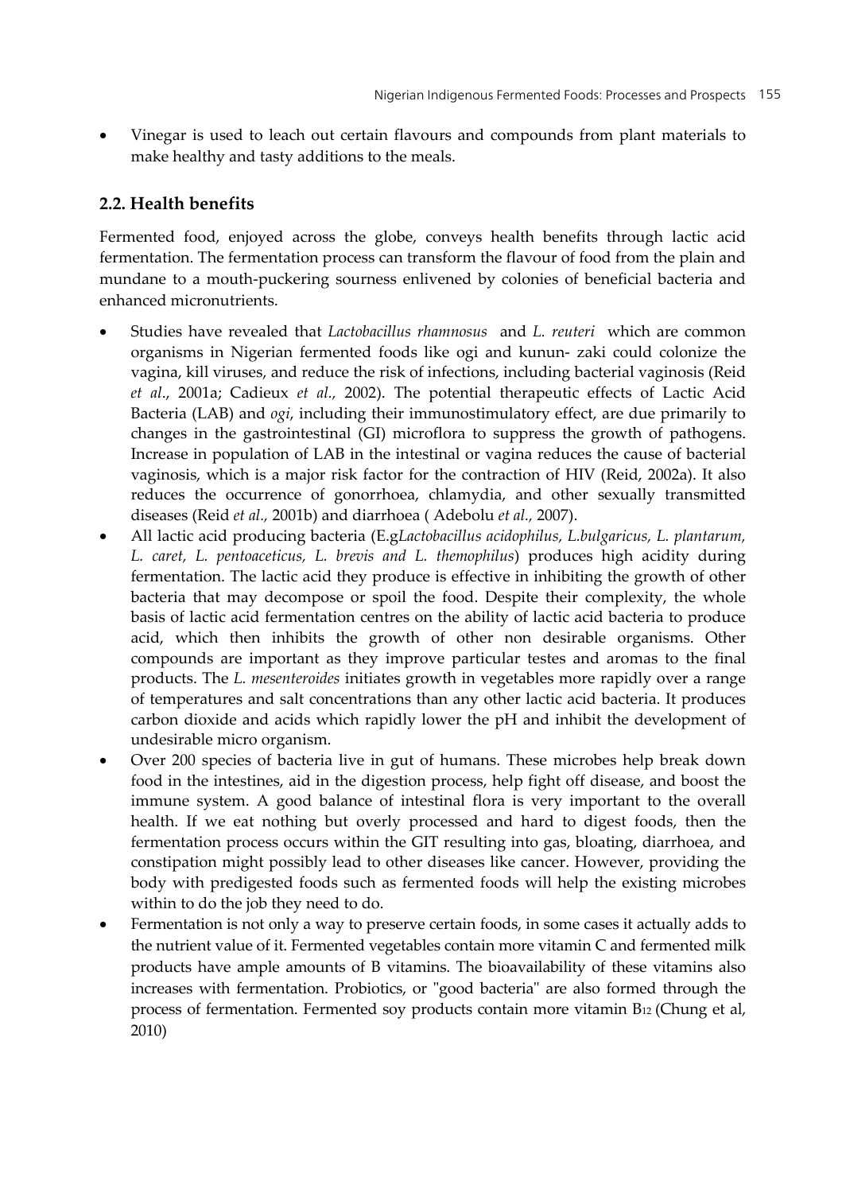- Vinegar is used to leach out certain flavours and compounds from plant materials to make healthy and tasty additions to the meals.

## 2.2. Health benefits

Fermented food, enjoyed across the globe, conveys health benefits through lactic acid fermentation. The fermentation process can transform the flavour of food from the plain and mundane to a mouth-puckering sourness enlivened by colonies of beneficial bacteria and enhanced micronutrients.

- Studies have revealed that *Lactobacillus rhamnosus* and *L. reuteri* which are common organisms in Nigerian fermented foods like ogi and kunun- zaki could colonize the vagina, kill viruses, and reduce the risk of infections, including bacterial vaginosis (Reid *et al*., 2001a; Cadieux *et al.,* 2002). The potential therapeutic effects of Lactic Acid Bacteria (LAB) and *ogi*, including their immunostimulatory effect, are due primarily to changes in the gastrointestinal (GI) microflora to suppress the growth of pathogens. Increase in population of LAB in the intestinal or vagina reduces the cause of bacterial vaginosis, which is a major risk factor for the contraction of HIV (Reid, 2002a). It also reduces the occurrence of gonorrhoea, chlamydia, and other sexually transmitted diseases (Reid *et al.,* 2001b) and diarrhoea ( Adebolu *et al.,* 2007).
- All lactic acid producing bacteria (E.g*Lactobacillus acidophilus, L.bulgaricus, L. plantarum, L. caret, L. pentoaceticus, L. brevis and L. themophilus*) produces high acidity during fermentation. The lactic acid they produce is effective in inhibiting the growth of other bacteria that may decompose or spoil the food. Despite their complexity, the whole basis of lactic acid fermentation centres on the ability of lactic acid bacteria to produce acid, which then inhibits the growth of other non desirable organisms. Other compounds are important as they improve particular testes and aromas to the final products. The *L. mesenteroides* initiates growth in vegetables more rapidly over a range of temperatures and salt concentrations than any other lactic acid bacteria. It produces carbon dioxide and acids which rapidly lower the pH and inhibit the development of undesirable micro organism.
- Over 200 species of bacteria live in gut of humans. These microbes help break down food in the intestines, aid in the digestion process, help fight off disease, and boost the immune system. A good balance of intestinal flora is very important to the overall health. If we eat nothing but overly processed and hard to digest foods, then the fermentation process occurs within the GIT resulting into gas, bloating, diarrhoea, and constipation might possibly lead to other diseases like cancer. However, providing the body with predigested foods such as fermented foods will help the existing microbes within to do the job they need to do.
- Fermentation is not only a way to preserve certain foods, in some cases it actually adds to the nutrient value of it. Fermented vegetables contain more vitamin C and fermented milk products have ample amounts of B vitamins. The bioavailability of these vitamins also increases with fermentation. Probiotics, or "good bacteria" are also formed through the process of fermentation. Fermented soy products contain more vitamin $B_{12}$ (Chung et al, 2010)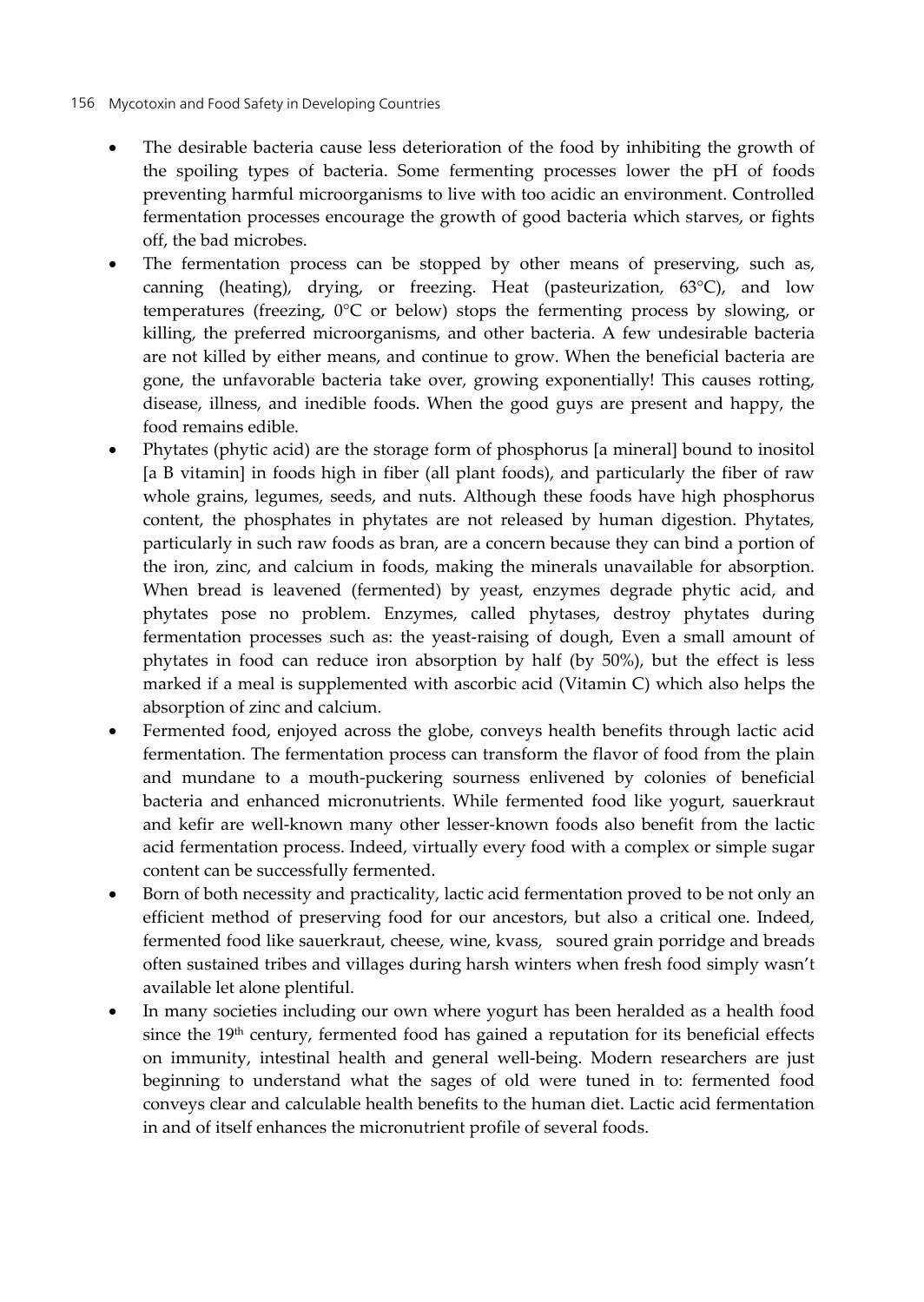- The desirable bacteria cause less deterioration of the food by inhibiting the growth of the spoiling types of bacteria. Some fermenting processes lower the pH of foods preventing harmful microorganisms to live with too acidic an environment. Controlled fermentation processes encourage the growth of good bacteria which starves, or fights off, the bad microbes.
- The fermentation process can be stopped by other means of preserving, such as, canning (heating), drying, or freezing. Heat (pasteurization, 63°C), and low temperatures (freezing, 0°C or below) stops the fermenting process by slowing, or killing, the preferred microorganisms, and other bacteria. A few undesirable bacteria are not killed by either means, and continue to grow. When the beneficial bacteria are gone, the unfavorable bacteria take over, growing exponentially! This causes rotting, disease, illness, and inedible foods. When the good guys are present and happy, the food remains edible.
- Phytates (phytic acid) are the storage form of phosphorus [a mineral] bound to inositol [a B vitamin] in foods high in fiber (all plant foods), and particularly the fiber of raw whole grains, legumes, seeds, and nuts. Although these foods have high phosphorus content, the phosphates in phytates are not released by human digestion. Phytates, particularly in such raw foods as bran, are a concern because they can bind a portion of the iron, zinc, and calcium in foods, making the minerals unavailable for absorption. When bread is leavened (fermented) by yeast, enzymes degrade phytic acid, and phytates pose no problem. Enzymes, called phytases, destroy phytates during fermentation processes such as: the yeast-raising of dough, Even a small amount of phytates in food can reduce iron absorption by half (by 50%), but the effect is less marked if a meal is supplemented with ascorbic acid (Vitamin C) which also helps the absorption of zinc and calcium.
- Fermented food, enjoyed across the globe, conveys health benefits through lactic acid fermentation. The fermentation process can transform the flavor of food from the plain and mundane to a mouth-puckering sourness enlivened by colonies of beneficial bacteria and enhanced micronutrients. While fermented food like yogurt, sauerkraut and kefir are well-known many other lesser-known foods also benefit from the lactic acid fermentation process. Indeed, virtually every food with a complex or simple sugar content can be successfully fermented.
- Born of both necessity and practicality, lactic acid fermentation proved to be not only an efficient method of preserving food for our ancestors, but also a critical one. Indeed, fermented food like sauerkraut, cheese, wine, kvass, soured grain porridge and breads often sustained tribes and villages during harsh winters when fresh food simply wasn't available let alone plentiful.
- In many societies including our own where yogurt has been heralded as a health food since the 19th century, fermented food has gained a reputation for its beneficial effects on immunity, intestinal health and general well-being. Modern researchers are just beginning to understand what the sages of old were tuned in to: fermented food conveys clear and calculable health benefits to the human diet. Lactic acid fermentation in and of itself enhances the micronutrient profile of several foods.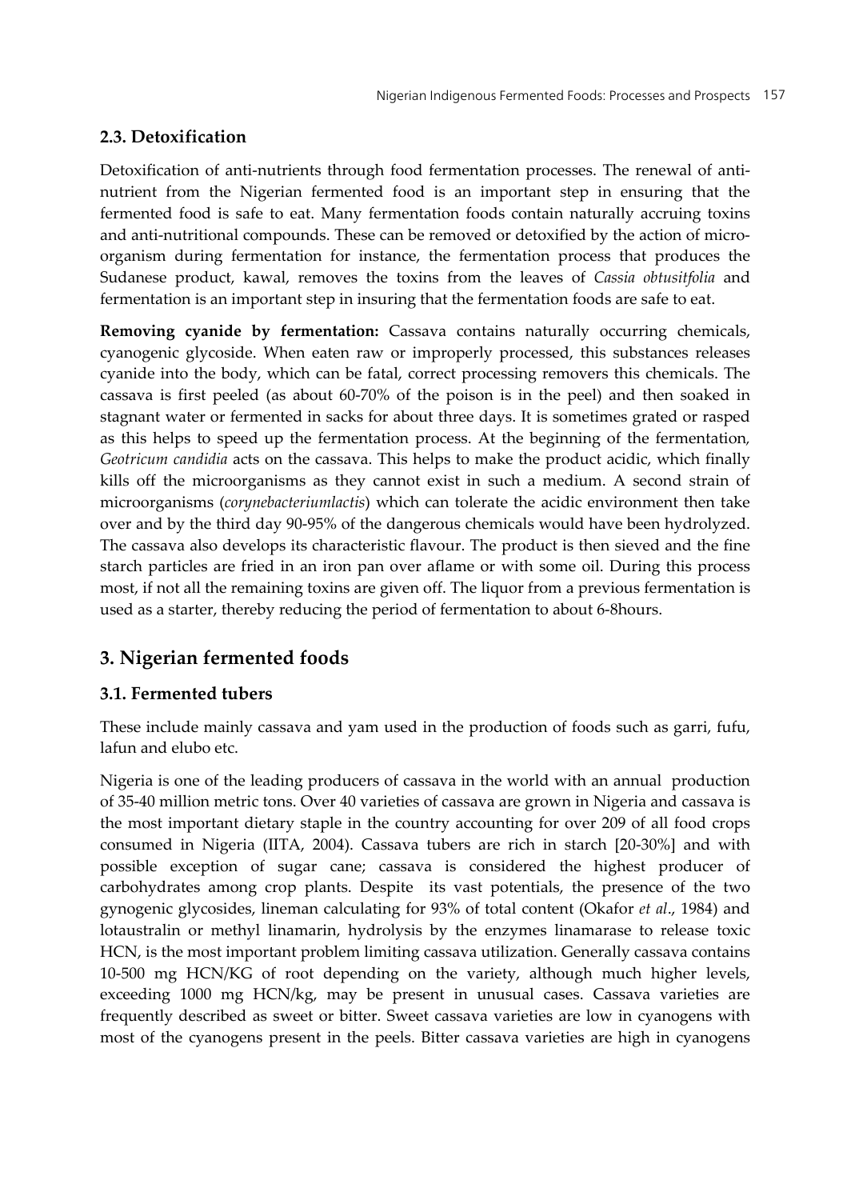### 2.3. Detoxification

Detoxification of anti-nutrients through food fermentation processes. The renewal of anti-nutrient from the Nigerian fermented food is an important step in ensuring that the fermented food is safe to eat. Many fermentation foods contain naturally accruing toxins and anti-nutritional compounds. These can be removed or detoxified by the action of micro-organism during fermentation for instance, the fermentation process that produces the Sudanese product, kawal, removes the toxins from the leaves of *Cassia obtusitfolia* and fermentation is an important step in insuring that the fermentation foods are safe to eat.

**Removing cyanide by fermentation:** Cassava contains naturally occurring chemicals, cyanogenic glycoside. When eaten raw or improperly processed, this substances releases cyanide into the body, which can be fatal, correct processing removers this chemicals. The cassava is first peeled (as about 60-70% of the poison is in the peel) and then soaked in stagnant water or fermented in sacks for about three days. It is sometimes grated or rasped as this helps to speed up the fermentation process. At the beginning of the fermentation, *Geotricum candidia* acts on the cassava. This helps to make the product acidic, which finally kills off the microorganisms as they cannot exist in such a medium. A second strain of microorganisms (*corynebacteriumlactis*) which can tolerate the acidic environment then take over and by the third day 90-95% of the dangerous chemicals would have been hydrolyzed. The cassava also develops its characteristic flavour. The product is then sieved and the fine starch particles are fried in an iron pan over aflame or with some oil. During this process most, if not all the remaining toxins are given off. The liquor from a previous fermentation is used as a starter, thereby reducing the period of fermentation to about 6-8hours.

## 3. Nigerian fermented foods

### 3.1. Fermented tubers

These include mainly cassava and yam used in the production of foods such as garri, fufu, lafun and elubo etc.

Nigeria is one of the leading producers of cassava in the world with an annual production of 35-40 million metric tons. Over 40 varieties of cassava are grown in Nigeria and cassava is the most important dietary staple in the country accounting for over 209 of all food crops consumed in Nigeria (IITA, 2004). Cassava tubers are rich in starch [20-30%] and with possible exception of sugar cane; cassava is considered the highest producer of carbohydrates among crop plants. Despite its vast potentials, the presence of the two gynogenic glycosides, lineman calculating for 93% of total content (Okafor *et al*., 1984) and lotaustralin or methyl linamarin, hydrolysis by the enzymes linamarase to release toxic HCN, is the most important problem limiting cassava utilization. Generally cassava contains 10-500 mg HCN/KG of root depending on the variety, although much higher levels, exceeding 1000 mg HCN/kg, may be present in unusual cases. Cassava varieties are frequently described as sweet or bitter. Sweet cassava varieties are low in cyanogens with most of the cyanogens present in the peels. Bitter cassava varieties are high in cyanogens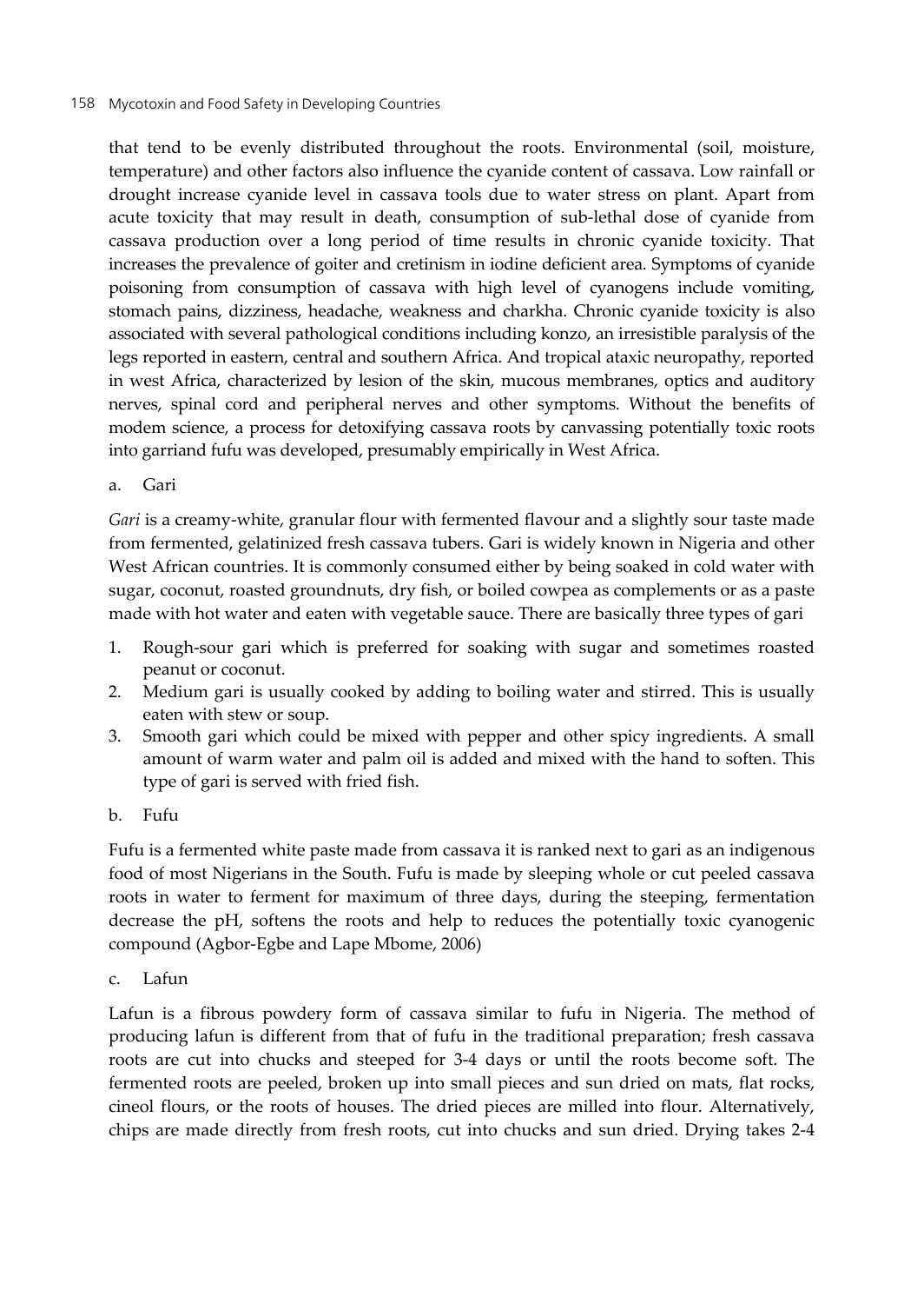that tend to be evenly distributed throughout the roots. Environmental (soil, moisture, temperature) and other factors also influence the cyanide content of cassava. Low rainfall or drought increase cyanide level in cassava tools due to water stress on plant. Apart from acute toxicity that may result in death, consumption of sub-lethal dose of cyanide from cassava production over a long period of time results in chronic cyanide toxicity. That increases the prevalence of goiter and cretinism in iodine deficient area. Symptoms of cyanide poisoning from consumption of cassava with high level of cyanogens include vomiting, stomach pains, dizziness, headache, weakness and charkha. Chronic cyanide toxicity is also associated with several pathological conditions including konzo, an irresistible paralysis of the legs reported in eastern, central and southern Africa. And tropical ataxic neuropathy, reported in west Africa, characterized by lesion of the skin, mucous membranes, optics and auditory nerves, spinal cord and peripheral nerves and other symptoms. Without the benefits of modem science, a process for detoxifying cassava roots by canvassing potentially toxic roots into garriand fufu was developed, presumably empirically in West Africa.

a. Gari

*Gari* is a creamy-white, granular flour with fermented flavour and a slightly sour taste made from fermented, gelatinized fresh cassava tubers. Gari is widely known in Nigeria and other West African countries. It is commonly consumed either by being soaked in cold water with sugar, coconut, roasted groundnuts, dry fish, or boiled cowpea as complements or as a paste made with hot water and eaten with vegetable sauce. There are basically three types of gari

1. Rough-sour gari which is preferred for soaking with sugar and sometimes roasted peanut or coconut.
2. Medium gari is usually cooked by adding to boiling water and stirred. This is usually eaten with stew or soup.
3. Smooth gari which could be mixed with pepper and other spicy ingredients. A small amount of warm water and palm oil is added and mixed with the hand to soften. This type of gari is served with fried fish.

b. Fufu

Fufu is a fermented white paste made from cassava it is ranked next to gari as an indigenous food of most Nigerians in the South. Fufu is made by sleeping whole or cut peeled cassava roots in water to ferment for maximum of three days, during the steeping, fermentation decrease the pH, softens the roots and help to reduces the potentially toxic cyanogenic compound (Agbor-Egbe and Lape Mbome, 2006)

c. Lafun

Lafun is a fibrous powdery form of cassava similar to fufu in Nigeria. The method of producing lafun is different from that of fufu in the traditional preparation; fresh cassava roots are cut into chucks and steeped for 3-4 days or until the roots become soft. The fermented roots are peeled, broken up into small pieces and sun dried on mats, flat rocks, cineol flours, or the roots of houses. The dried pieces are milled into flour. Alternatively, chips are made directly from fresh roots, cut into chucks and sun dried. Drying takes 2-4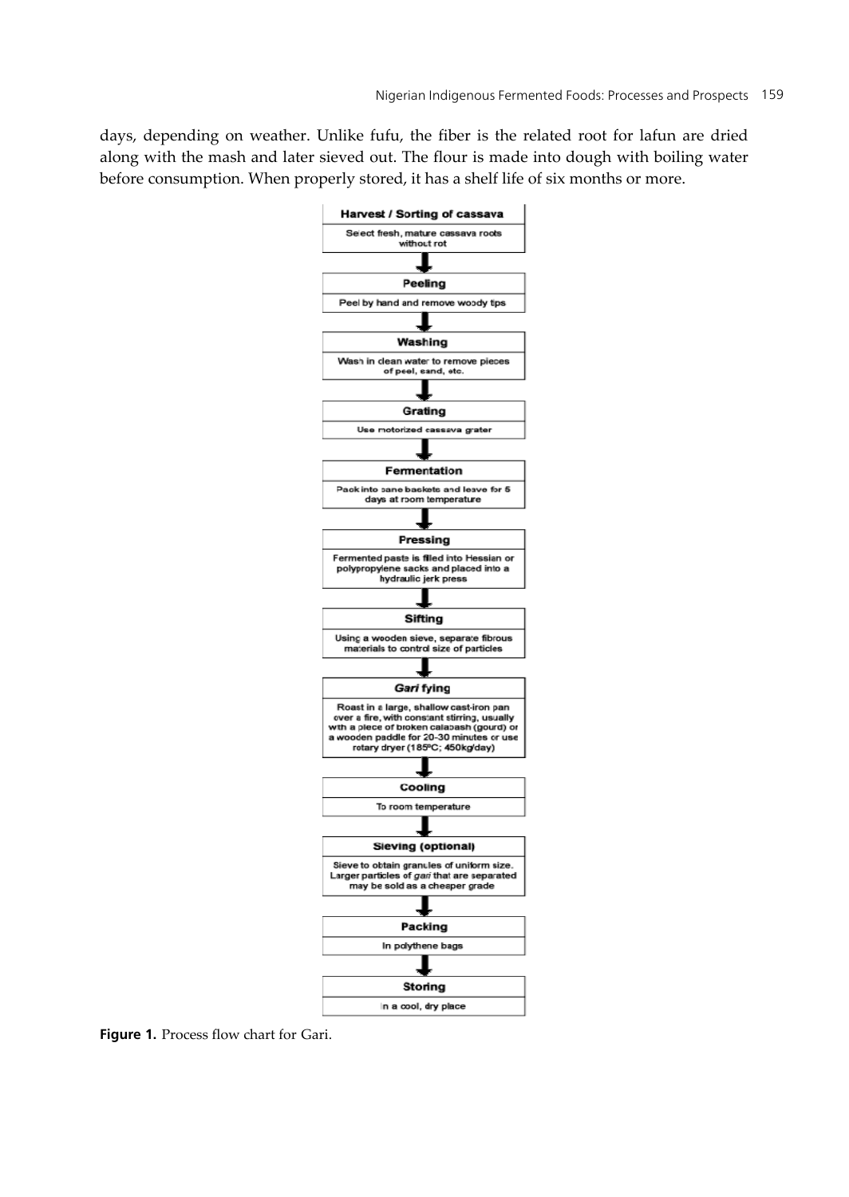days, depending on weather. Unlike fufu, the fiber is the related root for lafun are dried along with the mash and later sieved out. The flour is made into dough with boiling water before consumption. When properly stored, it has a shelf life of six months or more.

**Harvest / Sorting of cassava**
Select fresh, mature cassava roots without rot

↓

**Peeling**
Peel by hand and remove woody tips

↓

**Washing**
Wash in clean water to remove pieces of peel, sand, etc.

↓

**Grating**
Use motorized cassava grater

↓

**Fermentation**
Pack into cane baskets and leave for 5 days at room temperature

↓

**Pressing**
Fermented paste is filled into Hessian or polypropylene sacks and placed into a hydraulic jerk press

↓

**Sifting**
Using a wooden sieve, separate fibrous materials to control size of particles

↓

***Gari* frying**
Roast in a large, shallow cast-iron pan over a fire, with constant stirring, usually with a piece of broken calabash (gourd) or a wooden paddle for 20-30 minutes or use rotary dryer (185ºC; 450kg/day)

↓

**Cooling**
To room temperature

↓

**Sieving (optional)**
Sieve to obtain granules of uniform size. Larger particles of *gari* that are separated may be sold as a cheaper grade

↓

**Packing**
In polythene bags

↓

**Storing**
In a cool, dry place

**Figure 1.** Process flow chart for Gari.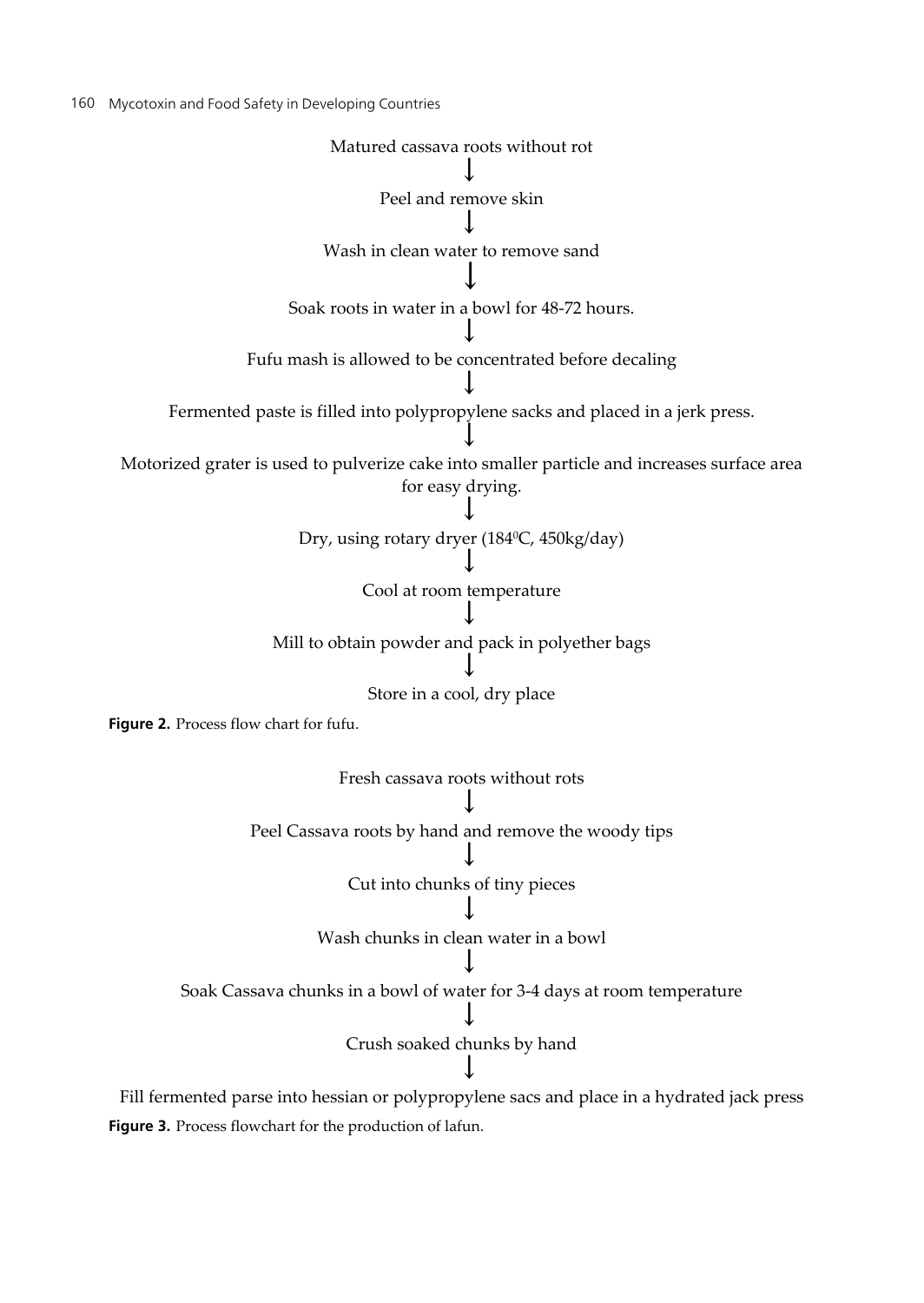Matured cassava roots without rot

↓

Peel and remove skin

↓

Wash in clean water to remove sand

↓

Soak roots in water in a bowl for 48-72 hours.

↓

Fufu mash is allowed to be concentrated before decaling

↓

Fermented paste is filled into polypropylene sacks and placed in a jerk press.

↓

Motorized grater is used to pulverize cake into smaller particle and increases surface area for easy drying.

↓

Dry, using rotary dryer ($184^0$C, 450kg/day)

↓

Cool at room temperature

↓

Mill to obtain powder and pack in polyether bags

↓

Store in a cool, dry place

**Figure 2.** Process flow chart for fufu.

Fresh cassava roots without rots

↓

Peel Cassava roots by hand and remove the woody tips

↓

Cut into chunks of tiny pieces

↓

Wash chunks in clean water in a bowl

↓

Soak Cassava chunks in a bowl of water for 3-4 days at room temperature

↓

Crush soaked chunks by hand

↓

Fill fermented parse into hessian or polypropylene sacs and place in a hydrated jack press

**Figure 3.** Process flowchart for the production of lafun.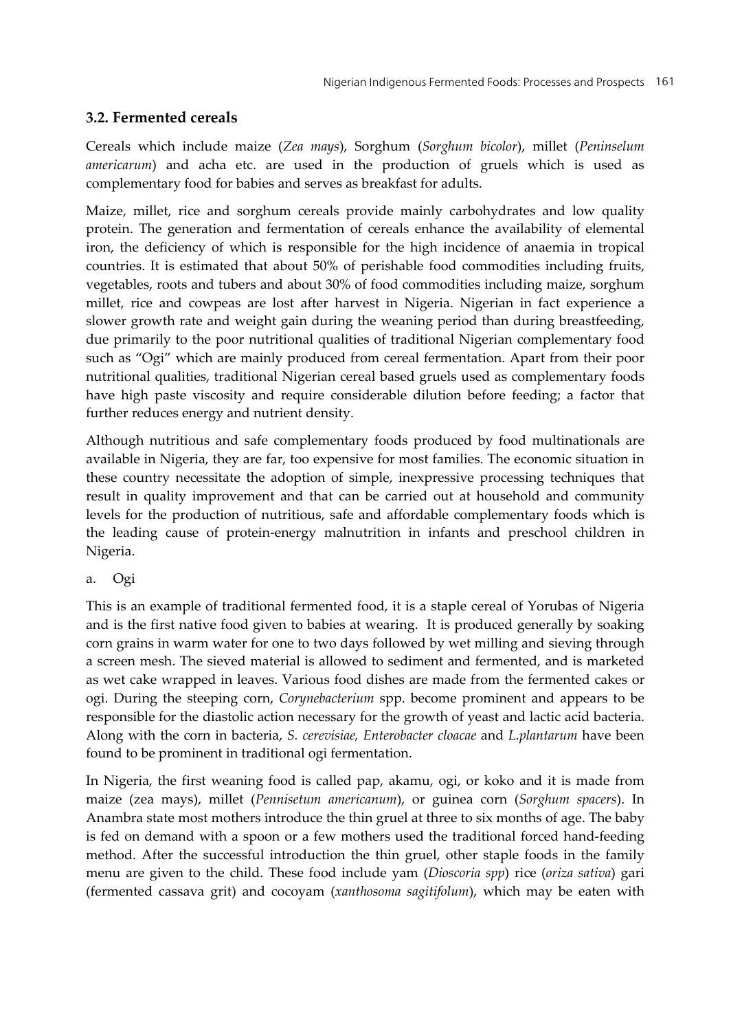### 3.2. Fermented cereals

Cereals which include maize (*Zea mays*), Sorghum (*Sorghum bicolor*), millet (*Peninselum americarum*) and acha etc. are used in the production of gruels which is used as complementary food for babies and serves as breakfast for adults.

Maize, millet, rice and sorghum cereals provide mainly carbohydrates and low quality protein. The generation and fermentation of cereals enhance the availability of elemental iron, the deficiency of which is responsible for the high incidence of anaemia in tropical countries. It is estimated that about 50% of perishable food commodities including fruits, vegetables, roots and tubers and about 30% of food commodities including maize, sorghum millet, rice and cowpeas are lost after harvest in Nigeria. Nigerian in fact experience a slower growth rate and weight gain during the weaning period than during breastfeeding, due primarily to the poor nutritional qualities of traditional Nigerian complementary food such as "Ogi" which are mainly produced from cereal fermentation. Apart from their poor nutritional qualities, traditional Nigerian cereal based gruels used as complementary foods have high paste viscosity and require considerable dilution before feeding; a factor that further reduces energy and nutrient density.

Although nutritious and safe complementary foods produced by food multinationals are available in Nigeria, they are far, too expensive for most families. The economic situation in these country necessitate the adoption of simple, inexpressive processing techniques that result in quality improvement and that can be carried out at household and community levels for the production of nutritious, safe and affordable complementary foods which is the leading cause of protein-energy malnutrition in infants and preschool children in Nigeria.

a. Ogi

This is an example of traditional fermented food, it is a staple cereal of Yorubas of Nigeria and is the first native food given to babies at wearing. It is produced generally by soaking corn grains in warm water for one to two days followed by wet milling and sieving through a screen mesh. The sieved material is allowed to sediment and fermented, and is marketed as wet cake wrapped in leaves. Various food dishes are made from the fermented cakes or ogi. During the steeping corn, *Corynebacterium* spp. become prominent and appears to be responsible for the diastolic action necessary for the growth of yeast and lactic acid bacteria. Along with the corn in bacteria, *S. cerevisiae, Enterobacter cloacae* and *L.plantarum* have been found to be prominent in traditional ogi fermentation.

In Nigeria, the first weaning food is called pap, akamu, ogi, or koko and it is made from maize (zea mays), millet (*Pennisetum americanum*), or guinea corn (*Sorghum spacers*). In Anambra state most mothers introduce the thin gruel at three to six months of age. The baby is fed on demand with a spoon or a few mothers used the traditional forced hand-feeding method. After the successful introduction the thin gruel, other staple foods in the family menu are given to the child. These food include yam (*Dioscoria spp*) rice (*oriza sativa*) gari (fermented cassava grit) and cocoyam (*xanthosoma sagitifolum*), which may be eaten with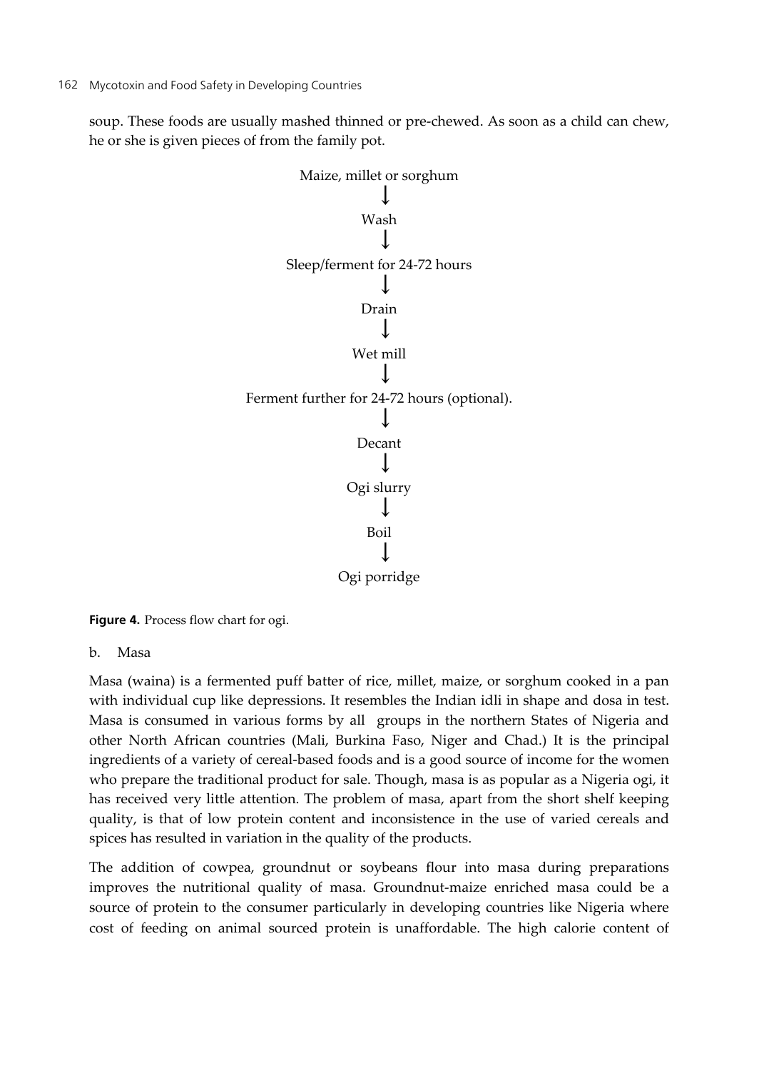soup. These foods are usually mashed thinned or pre-chewed. As soon as a child can chew, he or she is given pieces of from the family pot.

Maize, millet or sorghum
↓
Wash
↓
Sleep/ferment for 24-72 hours
↓
Drain
↓
Wet mill
↓
Ferment further for 24-72 hours (optional).
↓
Decant
↓
Ogi slurry
↓
Boil
↓
Ogi porridge

**Figure 4.** Process flow chart for ogi.

b. Masa

Masa (waina) is a fermented puff batter of rice, millet, maize, or sorghum cooked in a pan with individual cup like depressions. It resembles the Indian idli in shape and dosa in test. Masa is consumed in various forms by all groups in the northern States of Nigeria and other North African countries (Mali, Burkina Faso, Niger and Chad.) It is the principal ingredients of a variety of cereal-based foods and is a good source of income for the women who prepare the traditional product for sale. Though, masa is as popular as a Nigeria ogi, it has received very little attention. The problem of masa, apart from the short shelf keeping quality, is that of low protein content and inconsistence in the use of varied cereals and spices has resulted in variation in the quality of the products.

The addition of cowpea, groundnut or soybeans flour into masa during preparations improves the nutritional quality of masa. Groundnut-maize enriched masa could be a source of protein to the consumer particularly in developing countries like Nigeria where cost of feeding on animal sourced protein is unaffordable. The high calorie content of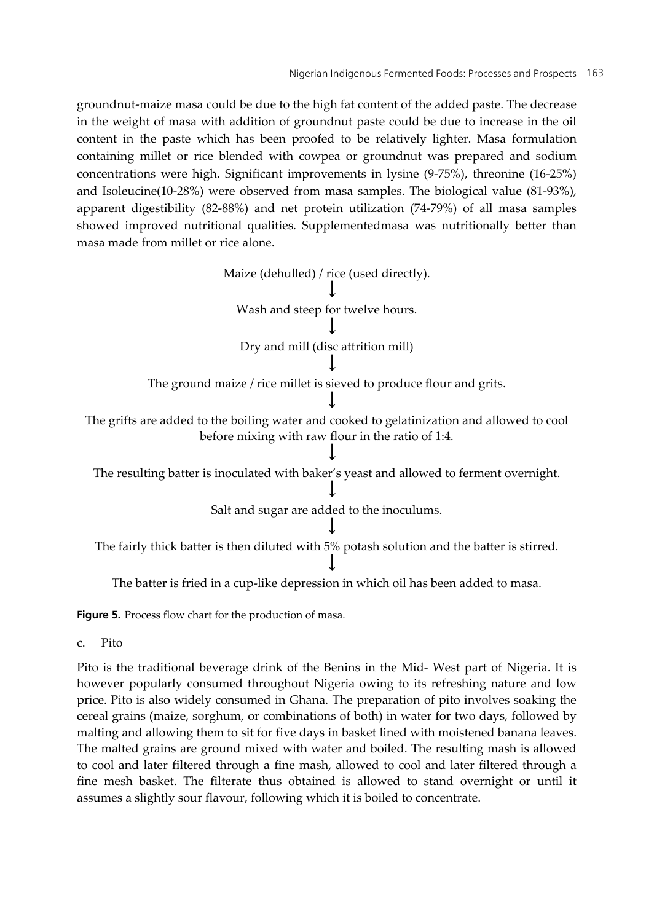groundnut-maize masa could be due to the high fat content of the added paste. The decrease in the weight of masa with addition of groundnut paste could be due to increase in the oil content in the paste which has been proofed to be relatively lighter. Masa formulation containing millet or rice blended with cowpea or groundnut was prepared and sodium concentrations were high. Significant improvements in lysine (9-75%), threonine (16-25%) and Isoleucine(10-28%) were observed from masa samples. The biological value (81-93%), apparent digestibility (82-88%) and net protein utilization (74-79%) of all masa samples showed improved nutritional qualities. Supplementedmasa was nutritionally better than masa made from millet or rice alone.

Maize (dehulled) / rice (used directly).

↓

Wash and steep for twelve hours.

↓

Dry and mill (disc attrition mill)

↓

The ground maize / rice millet is sieved to produce flour and grits.

↓

The grifts are added to the boiling water and cooked to gelatinization and allowed to cool before mixing with raw flour in the ratio of 1:4.

↓

The resulting batter is inoculated with baker's yeast and allowed to ferment overnight.

↓

Salt and sugar are added to the inoculums.

↓

The fairly thick batter is then diluted with 5% potash solution and the batter is stirred.

↓

The batter is fried in a cup-like depression in which oil has been added to masa.

**Figure 5.** Process flow chart for the production of masa.

c. Pito

Pito is the traditional beverage drink of the Benins in the Mid- West part of Nigeria. It is however popularly consumed throughout Nigeria owing to its refreshing nature and low price. Pito is also widely consumed in Ghana. The preparation of pito involves soaking the cereal grains (maize, sorghum, or combinations of both) in water for two days, followed by malting and allowing them to sit for five days in basket lined with moistened banana leaves. The malted grains are ground mixed with water and boiled. The resulting mash is allowed to cool and later filtered through a fine mash, allowed to cool and later filtered through a fine mesh basket. The filterate thus obtained is allowed to stand overnight or until it assumes a slightly sour flavour, following which it is boiled to concentrate.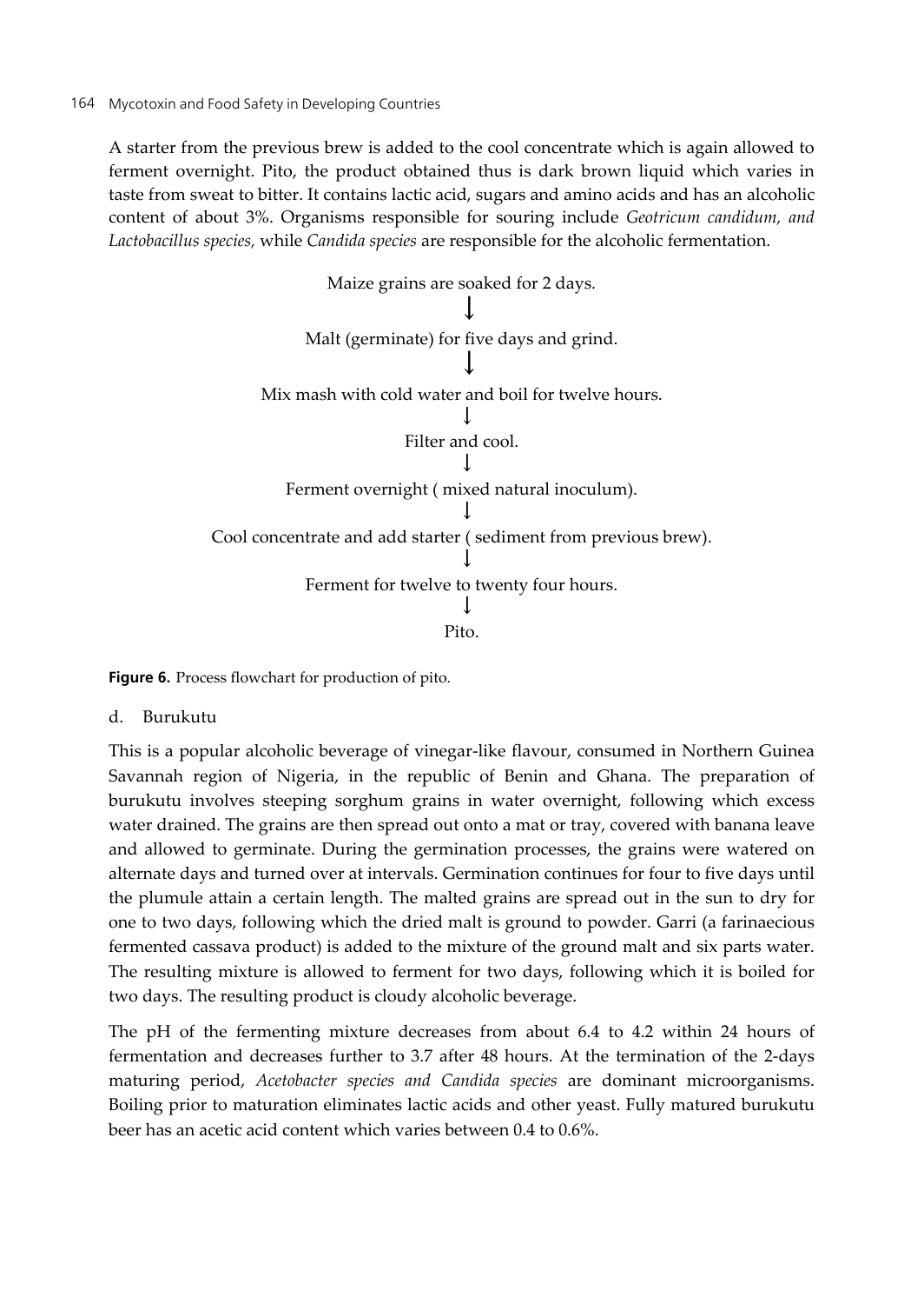A starter from the previous brew is added to the cool concentrate which is again allowed to ferment overnight. Pito, the product obtained thus is dark brown liquid which varies in taste from sweat to bitter. It contains lactic acid, sugars and amino acids and has an alcoholic content of about 3%. Organisms responsible for souring include *Geotricum candidum, and Lactobacillus species,* while *Candida species* are responsible for the alcoholic fermentation.

Maize grains are soaked for 2 days.

↓

Malt (germinate) for five days and grind.

↓

Mix mash with cold water and boil for twelve hours.

↓

Filter and cool.

↓

Ferment overnight ( mixed natural inoculum).

↓

Cool concentrate and add starter ( sediment from previous brew).

↓

Ferment for twelve to twenty four hours.

↓

Pito.

**Figure 6.** Process flowchart for production of pito.

d. Burukutu

This is a popular alcoholic beverage of vinegar-like flavour, consumed in Northern Guinea Savannah region of Nigeria, in the republic of Benin and Ghana. The preparation of burukutu involves steeping sorghum grains in water overnight, following which excess water drained. The grains are then spread out onto a mat or tray, covered with banana leave and allowed to germinate. During the germination processes, the grains were watered on alternate days and turned over at intervals. Germination continues for four to five days until the plumule attain a certain length. The malted grains are spread out in the sun to dry for one to two days, following which the dried malt is ground to powder. Garri (a farinaecious fermented cassava product) is added to the mixture of the ground malt and six parts water. The resulting mixture is allowed to ferment for two days, following which it is boiled for two days. The resulting product is cloudy alcoholic beverage.

The pH of the fermenting mixture decreases from about 6.4 to 4.2 within 24 hours of fermentation and decreases further to 3.7 after 48 hours. At the termination of the 2-days maturing period, *Acetobacter species and Candida species* are dominant microorganisms. Boiling prior to maturation eliminates lactic acids and other yeast. Fully matured burukutu beer has an acetic acid content which varies between 0.4 to 0.6%.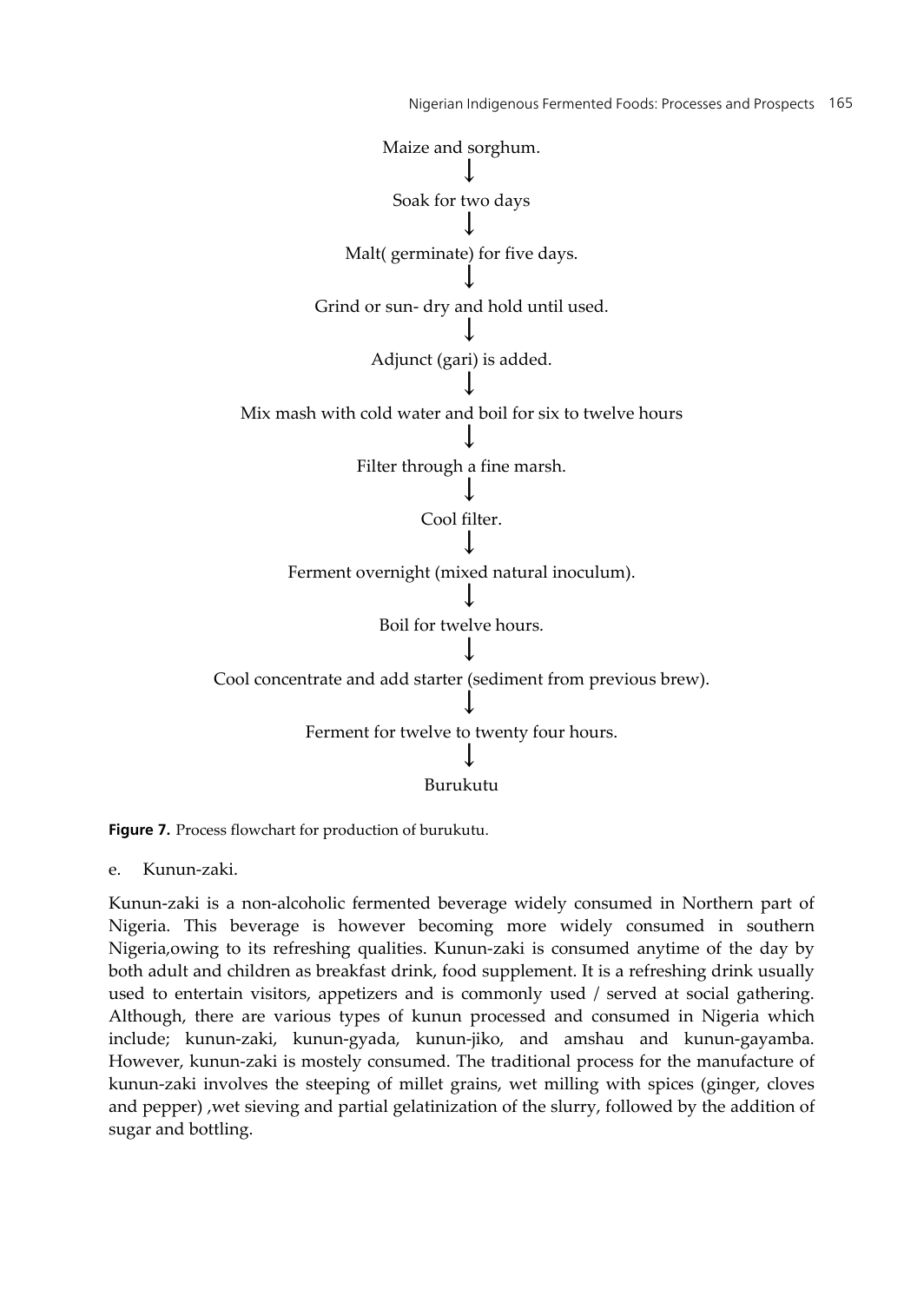Maize and sorghum.

↓

Soak for two days

↓

Malt( germinate) for five days.

↓

Grind or sun- dry and hold until used.

↓

Adjunct (gari) is added.

↓

Mix mash with cold water and boil for six to twelve hours

↓

Filter through a fine marsh.

↓

Cool filter.

↓

Ferment overnight (mixed natural inoculum).

↓

Boil for twelve hours.

↓

Cool concentrate and add starter (sediment from previous brew).

↓

Ferment for twelve to twenty four hours.

↓

Burukutu

**Figure 7.** Process flowchart for production of burukutu.

e. Kunun-zaki.

Kunun-zaki is a non-alcoholic fermented beverage widely consumed in Northern part of Nigeria. This beverage is however becoming more widely consumed in southern Nigeria,owing to its refreshing qualities. Kunun-zaki is consumed anytime of the day by both adult and children as breakfast drink, food supplement. It is a refreshing drink usually used to entertain visitors, appetizers and is commonly used / served at social gathering. Although, there are various types of kunun processed and consumed in Nigeria which include; kunun-zaki, kunun-gyada, kunun-jiko, and amshau and kunun-gayamba. However, kunun-zaki is mostely consumed. The traditional process for the manufacture of kunun-zaki involves the steeping of millet grains, wet milling with spices (ginger, cloves and pepper) ,wet sieving and partial gelatinization of the slurry, followed by the addition of sugar and bottling.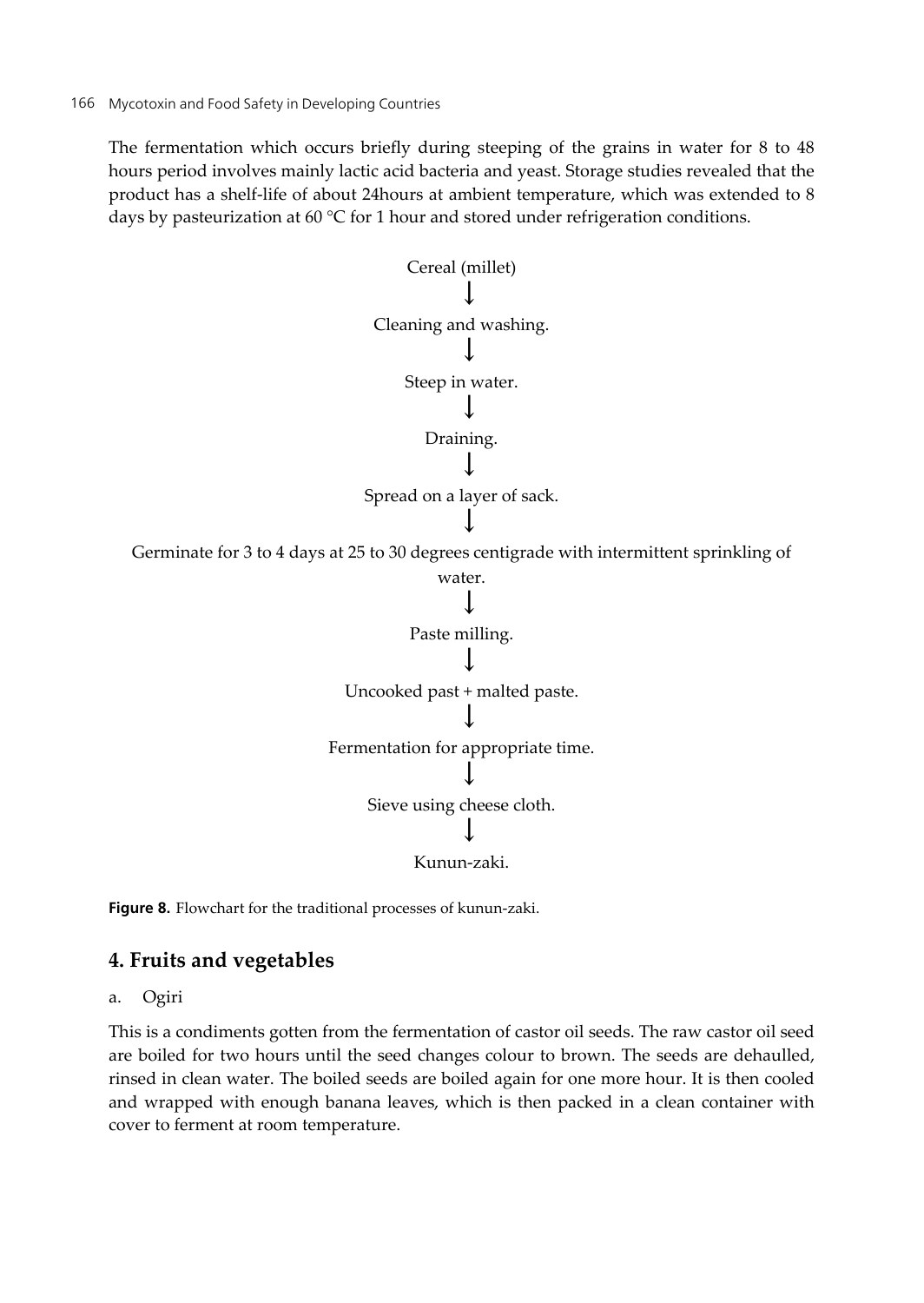The fermentation which occurs briefly during steeping of the grains in water for 8 to 48 hours period involves mainly lactic acid bacteria and yeast. Storage studies revealed that the product has a shelf-life of about 24hours at ambient temperature, which was extended to 8 days by pasteurization at 60 °C for 1 hour and stored under refrigeration conditions.

Cereal (millet)

↓

Cleaning and washing.

↓

Steep in water.

↓

Draining.

↓

Spread on a layer of sack.

↓

Germinate for 3 to 4 days at 25 to 30 degrees centigrade with intermittent sprinkling of water.

↓

Paste milling.

↓

Uncooked past + malted paste.

↓

Fermentation for appropriate time.

↓

Sieve using cheese cloth.

↓

Kunun-zaki.

**Figure 8.** Flowchart for the traditional processes of kunun-zaki.

## 4. Fruits and vegetables

a. Ogiri

This is a condiments gotten from the fermentation of castor oil seeds. The raw castor oil seed are boiled for two hours until the seed changes colour to brown. The seeds are dehaulled, rinsed in clean water. The boiled seeds are boiled again for one more hour. It is then cooled and wrapped with enough banana leaves, which is then packed in a clean container with cover to ferment at room temperature.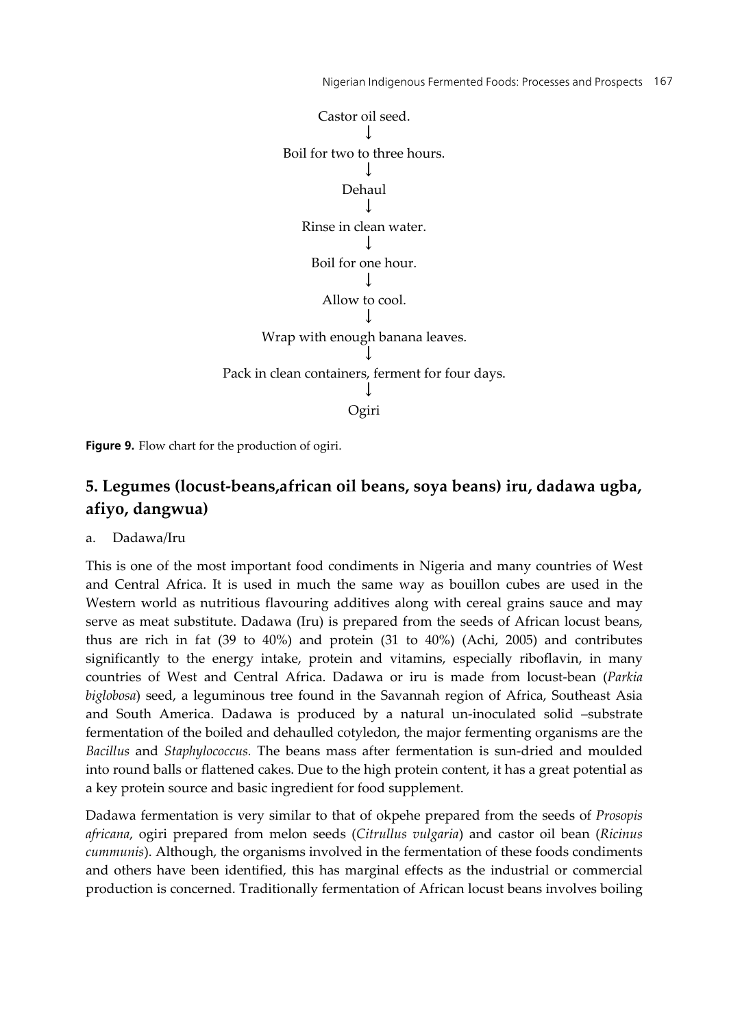Castor oil seed.

↓

Boil for two to three hours.

↓

Dehaul

↓

Rinse in clean water.

↓

Boil for one hour.

↓

Allow to cool.

↓

Wrap with enough banana leaves.

↓

Pack in clean containers, ferment for four days.

↓

Ogiri

**Figure 9.** Flow chart for the production of ogiri.

## 5. Legumes (locust-beans,african oil beans, soya beans) iru, dadawa ugba, afiyo, dangwua)

a. Dadawa/Iru

This is one of the most important food condiments in Nigeria and many countries of West and Central Africa. It is used in much the same way as bouillon cubes are used in the Western world as nutritious flavouring additives along with cereal grains sauce and may serve as meat substitute. Dadawa (Iru) is prepared from the seeds of African locust beans, thus are rich in fat (39 to 40%) and protein (31 to 40%) (Achi, 2005) and contributes significantly to the energy intake, protein and vitamins, especially riboflavin, in many countries of West and Central Africa. Dadawa or iru is made from locust-bean (*Parkia biglobosa*) seed, a leguminous tree found in the Savannah region of Africa, Southeast Asia and South America. Dadawa is produced by a natural un-inoculated solid –substrate fermentation of the boiled and dehaulled cotyledon, the major fermenting organisms are the *Bacillus* and *Staphylococcus.* The beans mass after fermentation is sun-dried and moulded into round balls or flattened cakes. Due to the high protein content, it has a great potential as a key protein source and basic ingredient for food supplement.

Dadawa fermentation is very similar to that of okpehe prepared from the seeds of *Prosopis africana*, ogiri prepared from melon seeds (*Citrullus vulgaria*) and castor oil bean (*Ricinus cummunis*). Although, the organisms involved in the fermentation of these foods condiments and others have been identified, this has marginal effects as the industrial or commercial production is concerned. Traditionally fermentation of African locust beans involves boiling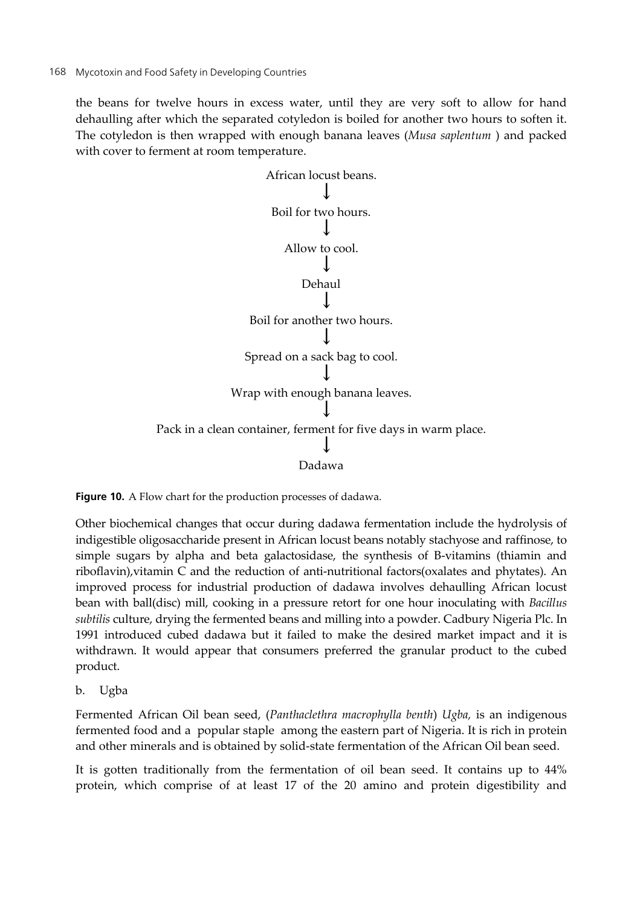the beans for twelve hours in excess water, until they are very soft to allow for hand dehaulling after which the separated cotyledon is boiled for another two hours to soften it. The cotyledon is then wrapped with enough banana leaves (*Musa saplentum* ) and packed with cover to ferment at room temperature.

African locust beans.

↓

Boil for two hours.

↓

Allow to cool.

↓

Dehaul

↓

Boil for another two hours.

↓

Spread on a sack bag to cool.

↓

Wrap with enough banana leaves.

↓

Pack in a clean container, ferment for five days in warm place.

↓

Dadawa

**Figure 10.** A Flow chart for the production processes of dadawa.

Other biochemical changes that occur during dadawa fermentation include the hydrolysis of indigestible oligosaccharide present in African locust beans notably stachyose and raffinose, to simple sugars by alpha and beta galactosidase, the synthesis of B-vitamins (thiamin and riboflavin),vitamin C and the reduction of anti-nutritional factors(oxalates and phytates). An improved process for industrial production of dadawa involves dehaulling African locust bean with ball(disc) mill, cooking in a pressure retort for one hour inoculating with *Bacillus subtilis* culture, drying the fermented beans and milling into a powder. Cadbury Nigeria Plc. In 1991 introduced cubed dadawa but it failed to make the desired market impact and it is withdrawn. It would appear that consumers preferred the granular product to the cubed product.

b. Ugba

Fermented African Oil bean seed, (*Panthaclethra macrophylla benth*) *Ugba,* is an indigenous fermented food and a popular staple among the eastern part of Nigeria. It is rich in protein and other minerals and is obtained by solid-state fermentation of the African Oil bean seed.

It is gotten traditionally from the fermentation of oil bean seed. It contains up to 44% protein, which comprise of at least 17 of the 20 amino and protein digestibility and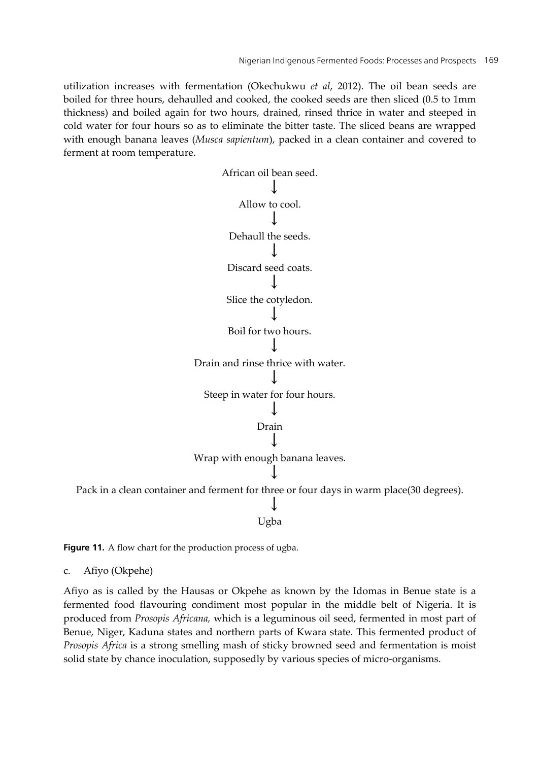utilization increases with fermentation (Okechukwu *et al*, 2012). The oil bean seeds are boiled for three hours, dehaulled and cooked, the cooked seeds are then sliced (0.5 to 1mm thickness) and boiled again for two hours, drained, rinsed thrice in water and steeped in cold water for four hours so as to eliminate the bitter taste. The sliced beans are wrapped with enough banana leaves (*Musca sapientum*), packed in a clean container and covered to ferment at room temperature.

African oil bean seed.

↓

Allow to cool.

↓

Dehaull the seeds.

↓

Discard seed coats.

↓

Slice the cotyledon.

↓

Boil for two hours.

↓

Drain and rinse thrice with water.

↓

Steep in water for four hours.

↓

Drain

↓

Wrap with enough banana leaves.

↓

Pack in a clean container and ferment for three or four days in warm place(30 degrees).

↓

Ugba

**Figure 11.** A flow chart for the production process of ugba.

c. Afiyo (Okpehe)

Afiyo as is called by the Hausas or Okpehe as known by the Idomas in Benue state is a fermented food flavouring condiment most popular in the middle belt of Nigeria. It is produced from *Prosopis Africana,* which is a leguminous oil seed, fermented in most part of Benue, Niger, Kaduna states and northern parts of Kwara state. This fermented product of *Prosopis Africa* is a strong smelling mash of sticky browned seed and fermentation is moist solid state by chance inoculation, supposedly by various species of micro-organisms.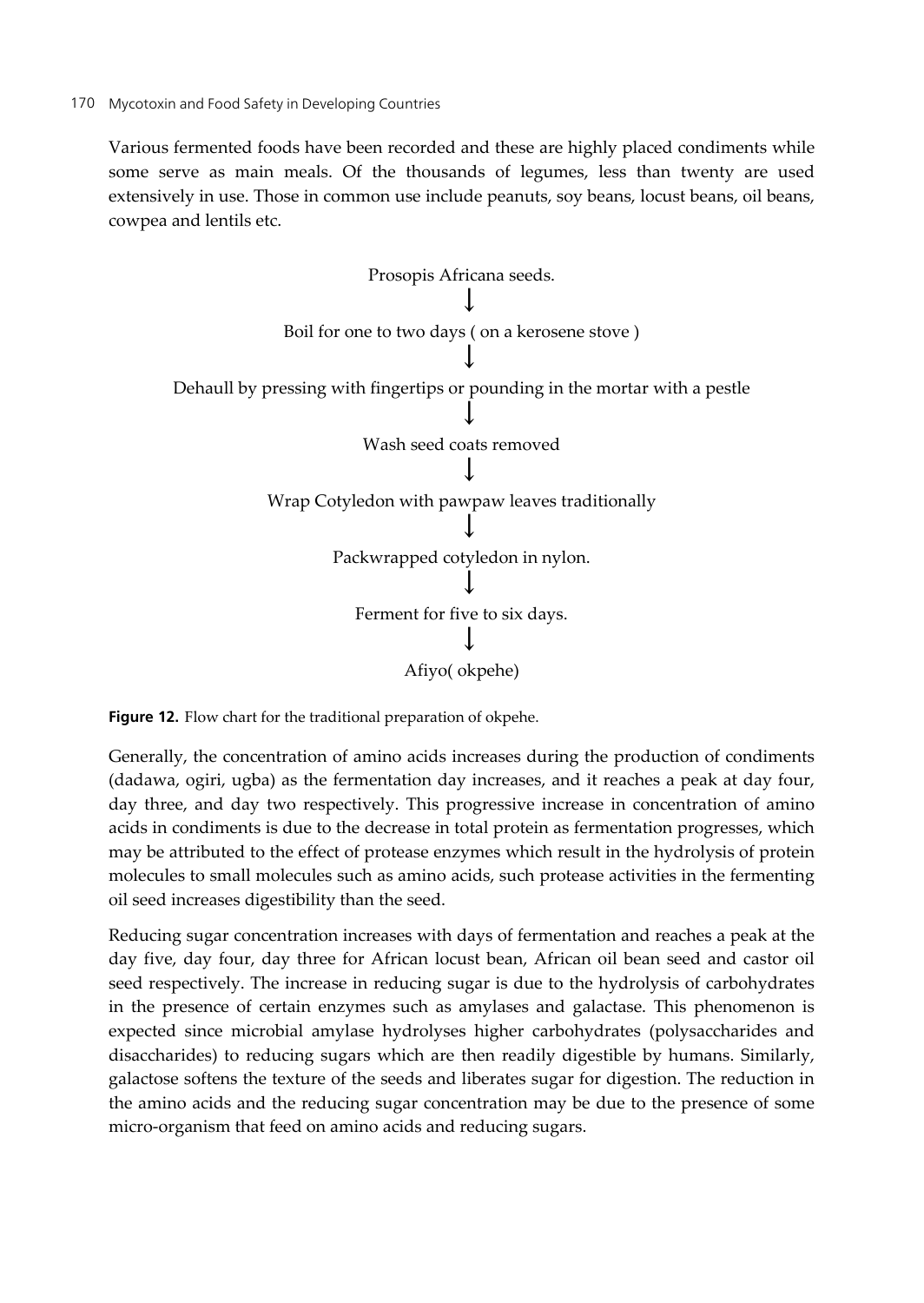Various fermented foods have been recorded and these are highly placed condiments while some serve as main meals. Of the thousands of legumes, less than twenty are used extensively in use. Those in common use include peanuts, soy beans, locust beans, oil beans, cowpea and lentils etc.

Prosopis Africana seeds.

↓

Boil for one to two days ( on a kerosene stove )

↓

Dehaull by pressing with fingertips or pounding in the mortar with a pestle

↓

Wash seed coats removed

↓

Wrap Cotyledon with pawpaw leaves traditionally

↓

Packwrapped cotyledon in nylon.

↓

Ferment for five to six days.

↓

Afiyo( okpehe)

**Figure 12.** Flow chart for the traditional preparation of okpehe.

Generally, the concentration of amino acids increases during the production of condiments (dadawa, ogiri, ugba) as the fermentation day increases, and it reaches a peak at day four, day three, and day two respectively. This progressive increase in concentration of amino acids in condiments is due to the decrease in total protein as fermentation progresses, which may be attributed to the effect of protease enzymes which result in the hydrolysis of protein molecules to small molecules such as amino acids, such protease activities in the fermenting oil seed increases digestibility than the seed.

Reducing sugar concentration increases with days of fermentation and reaches a peak at the day five, day four, day three for African locust bean, African oil bean seed and castor oil seed respectively. The increase in reducing sugar is due to the hydrolysis of carbohydrates in the presence of certain enzymes such as amylases and galactase. This phenomenon is expected since microbial amylase hydrolyses higher carbohydrates (polysaccharides and disaccharides) to reducing sugars which are then readily digestible by humans. Similarly, galactose softens the texture of the seeds and liberates sugar for digestion. The reduction in the amino acids and the reducing sugar concentration may be due to the presence of some micro-organism that feed on amino acids and reducing sugars.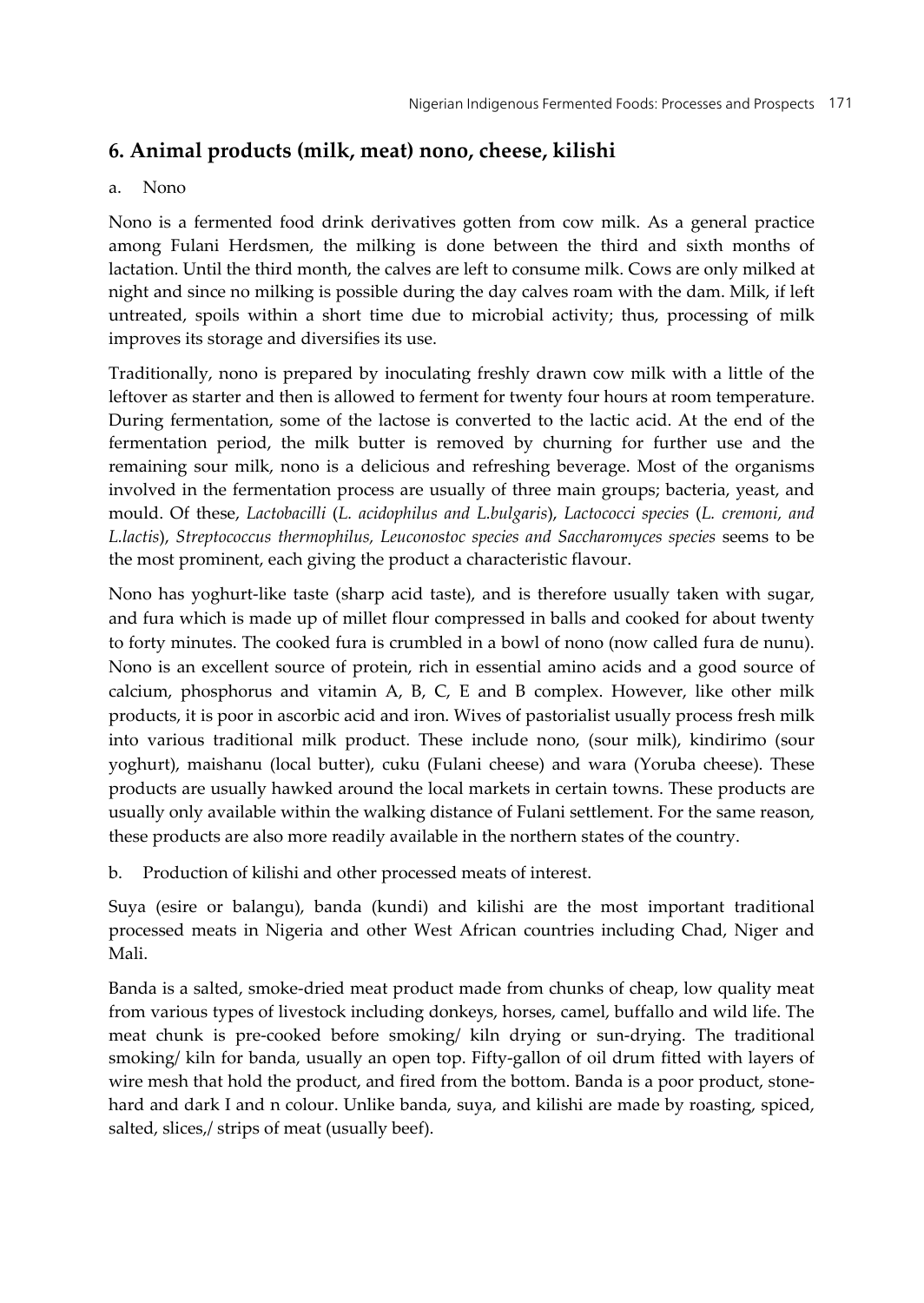## 6. Animal products (milk, meat) nono, cheese, kilishi

a. Nono

Nono is a fermented food drink derivatives gotten from cow milk. As a general practice among Fulani Herdsmen, the milking is done between the third and sixth months of lactation. Until the third month, the calves are left to consume milk. Cows are only milked at night and since no milking is possible during the day calves roam with the dam. Milk, if left untreated, spoils within a short time due to microbial activity; thus, processing of milk improves its storage and diversifies its use.

Traditionally, nono is prepared by inoculating freshly drawn cow milk with a little of the leftover as starter and then is allowed to ferment for twenty four hours at room temperature. During fermentation, some of the lactose is converted to the lactic acid. At the end of the fermentation period, the milk butter is removed by churning for further use and the remaining sour milk, nono is a delicious and refreshing beverage. Most of the organisms involved in the fermentation process are usually of three main groups; bacteria, yeast, and mould. Of these, *Lactobacilli* (*L. acidophilus and L.bulgaris*), *Lactococci species* (*L. cremoni, and L.lactis*), *Streptococcus thermophilus, Leuconostoc species and Saccharomyces species* seems to be the most prominent, each giving the product a characteristic flavour.

Nono has yoghurt-like taste (sharp acid taste), and is therefore usually taken with sugar, and fura which is made up of millet flour compressed in balls and cooked for about twenty to forty minutes. The cooked fura is crumbled in a bowl of nono (now called fura de nunu). Nono is an excellent source of protein, rich in essential amino acids and a good source of calcium, phosphorus and vitamin A, B, C, E and B complex. However, like other milk products, it is poor in ascorbic acid and iron. Wives of pastorialist usually process fresh milk into various traditional milk product. These include nono, (sour milk), kindirimo (sour yoghurt), maishanu (local butter), cuku (Fulani cheese) and wara (Yoruba cheese). These products are usually hawked around the local markets in certain towns. These products are usually only available within the walking distance of Fulani settlement. For the same reason, these products are also more readily available in the northern states of the country.

b. Production of kilishi and other processed meats of interest.

Suya (esire or balangu), banda (kundi) and kilishi are the most important traditional processed meats in Nigeria and other West African countries including Chad, Niger and Mali.

Banda is a salted, smoke-dried meat product made from chunks of cheap, low quality meat from various types of livestock including donkeys, horses, camel, buffallo and wild life. The meat chunk is pre-cooked before smoking/ kiln drying or sun-drying. The traditional smoking/ kiln for banda, usually an open top. Fifty-gallon of oil drum fitted with layers of wire mesh that hold the product, and fired from the bottom. Banda is a poor product, stone-hard and dark I and n colour. Unlike banda, suya, and kilishi are made by roasting, spiced, salted, slices,/ strips of meat (usually beef).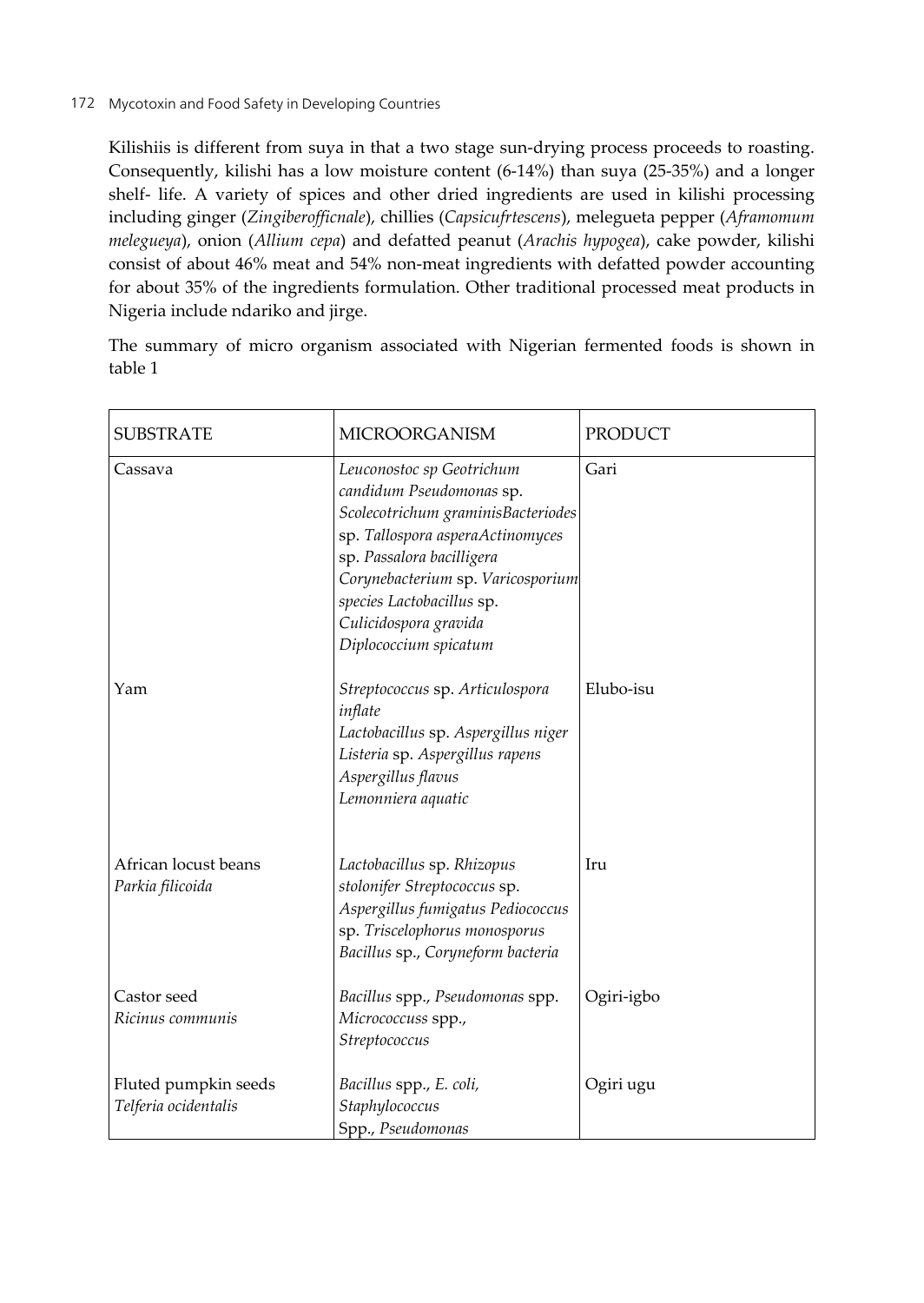Kilishiis is different from suya in that a two stage sun-drying process proceeds to roasting. Consequently, kilishi has a low moisture content (6-14%) than suya (25-35%) and a longer shelf- life. A variety of spices and other dried ingredients are used in kilishi processing including ginger (*Zingiberofficnale*), chillies (*Capsicufrtescens*), melegueta pepper (*Aframomum melegueya*), onion (*Allium cepa*) and defatted peanut (*Arachis hypogea*), cake powder, kilishi consist of about 46% meat and 54% non-meat ingredients with defatted powder accounting for about 35% of the ingredients formulation. Other traditional processed meat products in Nigeria include ndariko and jirge.

The summary of micro organism associated with Nigerian fermented foods is shown in table 1

| SUBSTRATE | MICROORGANISM | PRODUCT |
|---|---|---|
| Cassava | *Leuconostoc sp Geotrichum candidum Pseudomonas* sp. *Scolecotrichum graminisBacteriodes* sp. *Tallospora asperaActinomyces* sp. *Passalora bacilligera Corynebacterium* sp. *Varicosporium species Lactobacillus* sp. *Culicidospora gravida Diplococcium spicatum* | Gari |
| Yam | *Streptococcus* sp. *Articulospora inflate Lactobacillus* sp. *Aspergillus niger Listeria* sp. *Aspergillus rapens Aspergillus flavus Lemonniera aquatic* | Elubo-isu |
| African locust beans *Parkia filicoida* | *Lactobacillus* sp. *Rhizopus stolonifer Streptococcus* sp. *Aspergillus fumigatus Pediococcus* sp. *Triscelophorus monosporus Bacillus* sp., *Coryneform bacteria* | Iru |
| Castor seed *Ricinus communis* | *Bacillus* spp., *Pseudomonas* spp. *Micrococcuss* spp., *Streptococcus* | Ogiri-igbo |
| Fluted pumpkin seeds *Telferia ocidentalis* | *Bacillus* spp., *E. coli, Staphylococcus* Spp., *Pseudomonas* | Ogiri ugu |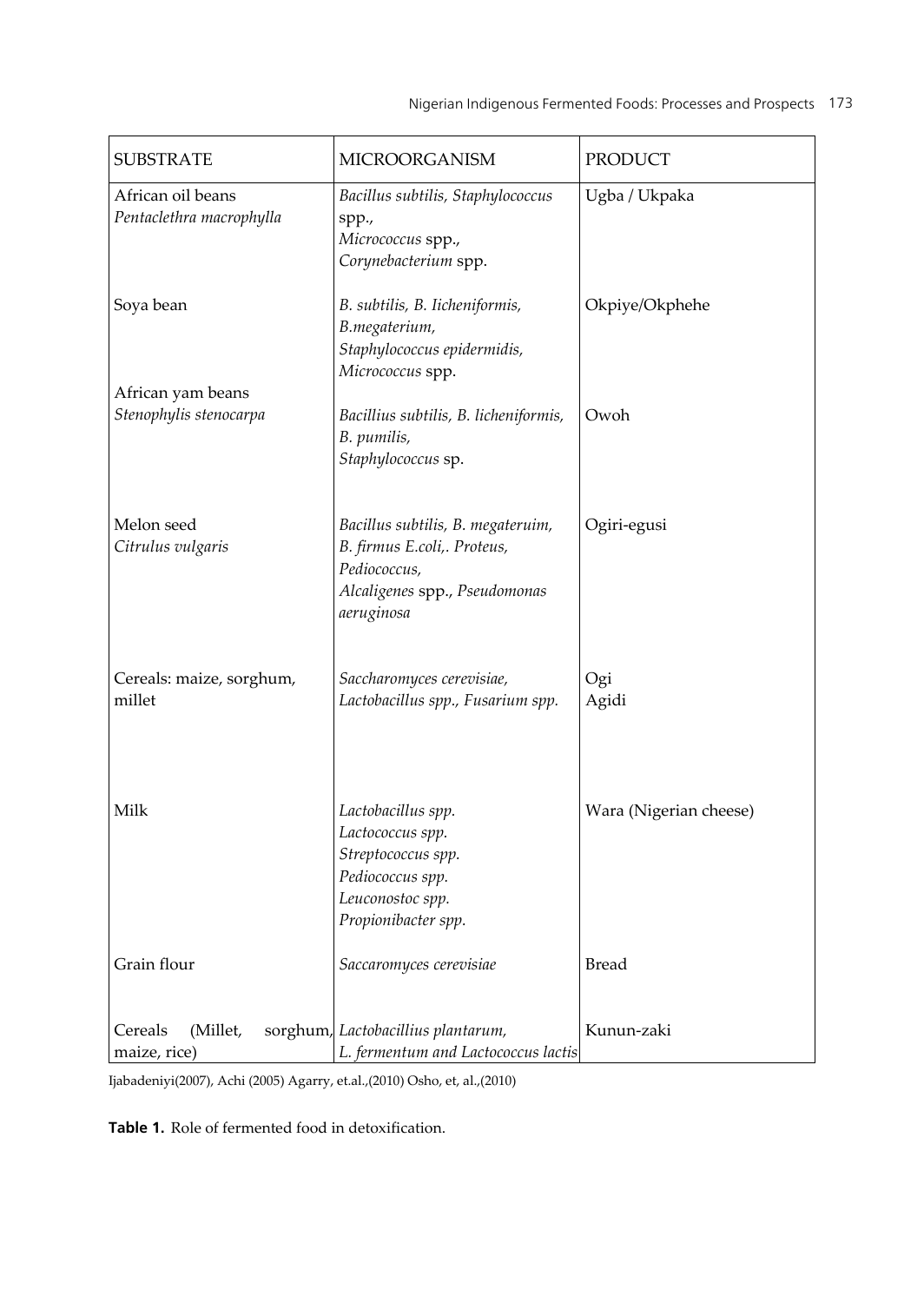| SUBSTRATE | MICROORGANISM | PRODUCT |
|---|---|---|
| African oil beans *Pentaclethra macrophylla* | *Bacillus subtilis, Staphylococcus* spp., *Micrococcus* spp., *Corynebacterium* spp. | Ugba / Ukpaka |
| Soya bean | *B. subtilis, B. Iicheniformis, B.megaterium, Staphylococcus epidermidis, Micrococcus* spp. | Okpiye/Okphehe |
| African yam beans *Stenophylis stenocarpa* | *Bacillius subtilis, B. licheniformis, B. pumilis, Staphylococcus* sp. | Owoh |
| Melon seed *Citrulus vulgaris* | *Bacillus subtilis, B. megateruim, B. firmus E.coli,. Proteus, Pediococcus, Alcaligenes* spp., *Pseudomonas aeruginosa* | Ogiri-egusi |
| Cereals: maize, sorghum, millet | *Saccharomyces cerevisiae, Lactobacillus spp., Fusarium spp.* | Ogi<br>Agidi |
| Milk | *Lactobacillus spp.*<br>*Lactococcus spp.*<br>*Streptococcus spp.*<br>*Pediococcus spp.*<br>*Leuconostoc spp.*<br>*Propionibacter spp.* | Wara (Nigerian cheese) |
| Grain flour | *Saccaromyces cerevisiae* | Bread |
| Cereals (Millet, sorghum, maize, rice) | *Lactobacillius plantarum, L. fermentum and Lactococcus lactis* | Kunun-zaki |

Ijabadeniyi(2007), Achi (2005) Agarry, et.al.,(2010) Osho, et, al.,(2010)

**Table 1.** Role of fermented food in detoxification.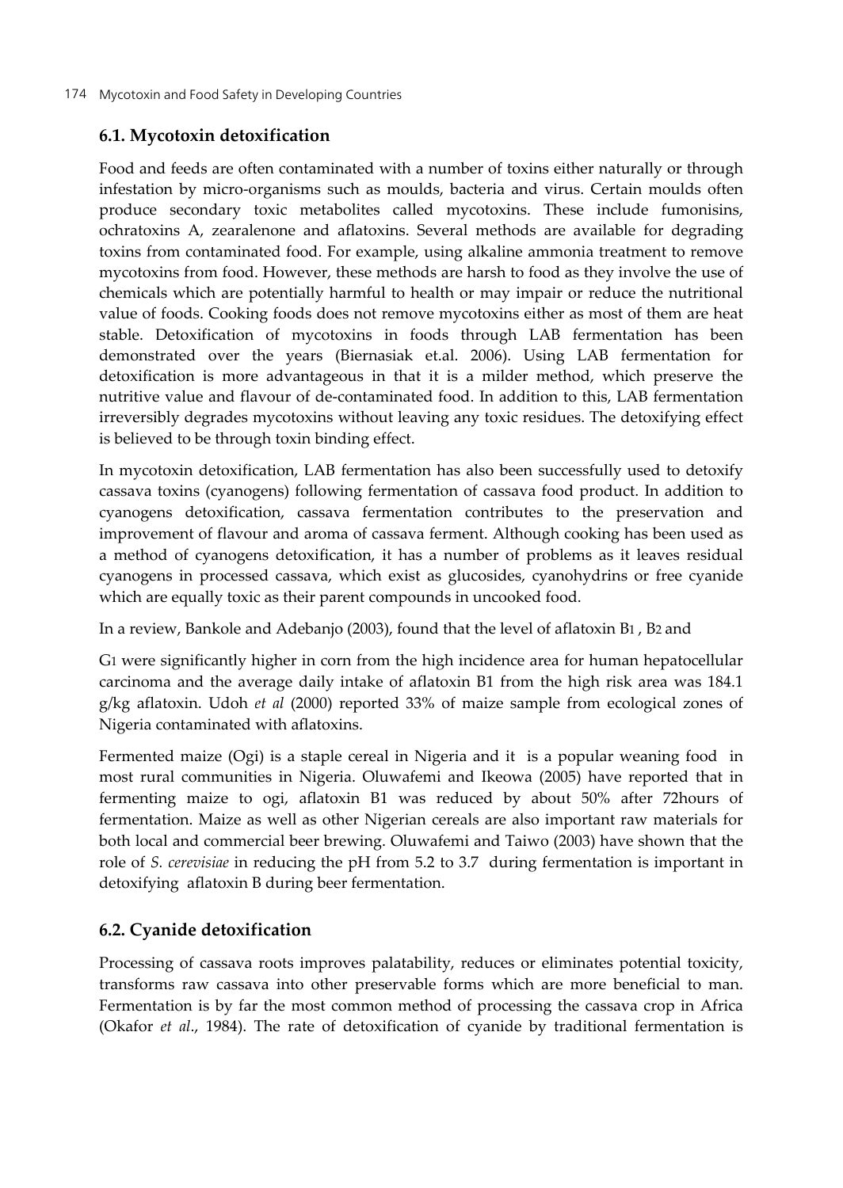### 6.1. Mycotoxin detoxification

Food and feeds are often contaminated with a number of toxins either naturally or through infestation by micro-organisms such as moulds, bacteria and virus. Certain moulds often produce secondary toxic metabolites called mycotoxins. These include fumonisins, ochratoxins A, zearalenone and aflatoxins. Several methods are available for degrading toxins from contaminated food. For example, using alkaline ammonia treatment to remove mycotoxins from food. However, these methods are harsh to food as they involve the use of chemicals which are potentially harmful to health or may impair or reduce the nutritional value of foods. Cooking foods does not remove mycotoxins either as most of them are heat stable. Detoxification of mycotoxins in foods through LAB fermentation has been demonstrated over the years (Biernasiak et.al. 2006). Using LAB fermentation for detoxification is more advantageous in that it is a milder method, which preserve the nutritive value and flavour of de-contaminated food. In addition to this, LAB fermentation irreversibly degrades mycotoxins without leaving any toxic residues. The detoxifying effect is believed to be through toxin binding effect.

In mycotoxin detoxification, LAB fermentation has also been successfully used to detoxify cassava toxins (cyanogens) following fermentation of cassava food product. In addition to cyanogens detoxification, cassava fermentation contributes to the preservation and improvement of flavour and aroma of cassava ferment. Although cooking has been used as a method of cyanogens detoxification, it has a number of problems as it leaves residual cyanogens in processed cassava, which exist as glucosides, cyanohydrins or free cyanide which are equally toxic as their parent compounds in uncooked food.

In a review, Bankole and Adebanjo (2003), found that the level of aflatoxin $B_1$ , $B_2$ and

$G_1$ were significantly higher in corn from the high incidence area for human hepatocellular carcinoma and the average daily intake of aflatoxin B1 from the high risk area was 184.1 g/kg aflatoxin. Udoh *et al* (2000) reported 33% of maize sample from ecological zones of Nigeria contaminated with aflatoxins.

Fermented maize (Ogi) is a staple cereal in Nigeria and it is a popular weaning food in most rural communities in Nigeria. Oluwafemi and Ikeowa (2005) have reported that in fermenting maize to ogi, aflatoxin B1 was reduced by about 50% after 72hours of fermentation. Maize as well as other Nigerian cereals are also important raw materials for both local and commercial beer brewing. Oluwafemi and Taiwo (2003) have shown that the role of *S. cerevisiae* in reducing the pH from 5.2 to 3.7 during fermentation is important in detoxifying aflatoxin B during beer fermentation.

### 6.2. Cyanide detoxification

Processing of cassava roots improves palatability, reduces or eliminates potential toxicity, transforms raw cassava into other preservable forms which are more beneficial to man. Fermentation is by far the most common method of processing the cassava crop in Africa (Okafor *et al*., 1984). The rate of detoxification of cyanide by traditional fermentation is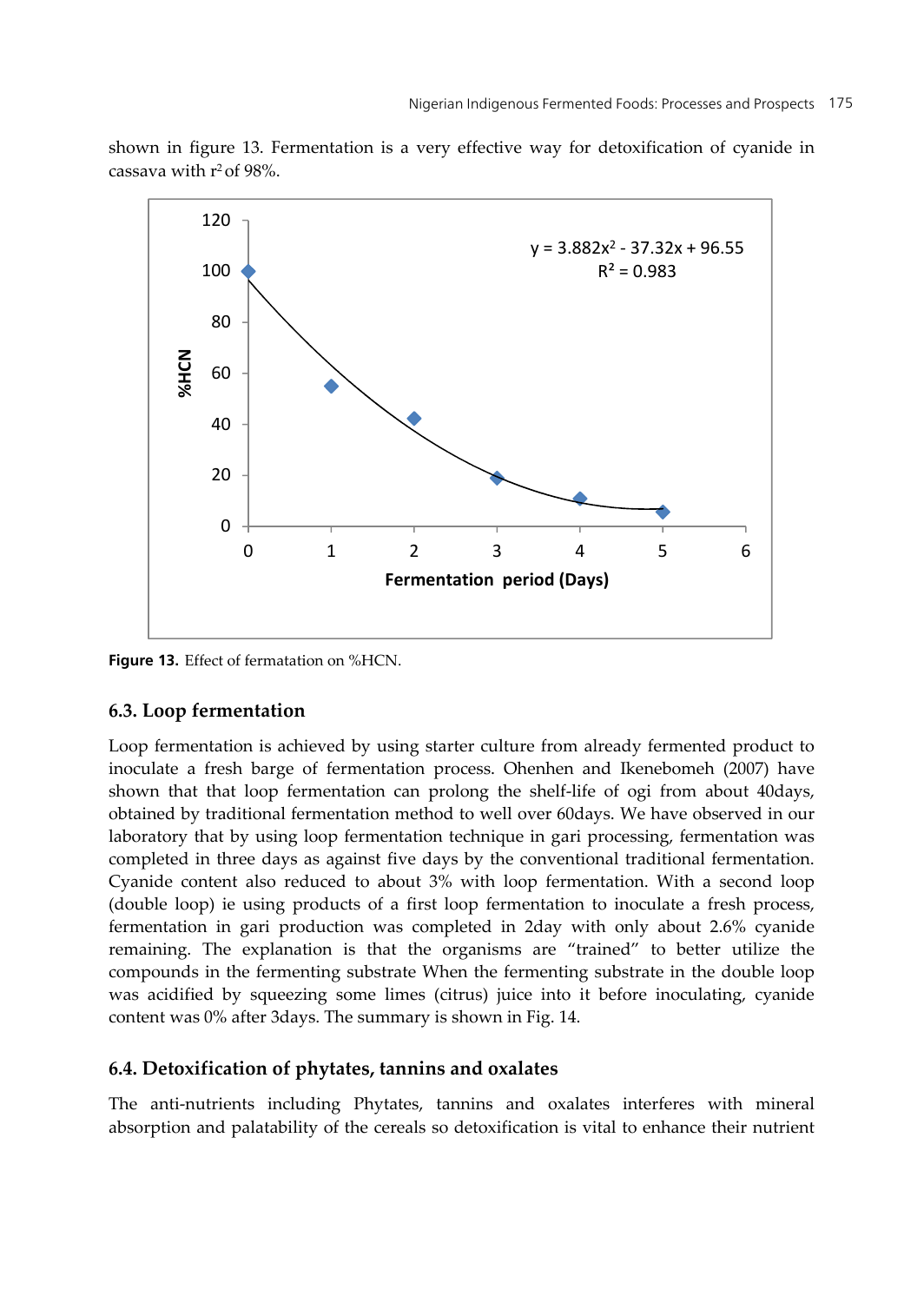shown in figure 13. Fermentation is a very effective way for detoxification of cyanide in cassava with $r^2$ of 98%.

**Figure 13.** Effect of fermatation on %HCN.

### 6.3. Loop fermentation

Loop fermentation is achieved by using starter culture from already fermented product to inoculate a fresh barge of fermentation process. Ohenhen and Ikenebomeh (2007) have shown that that loop fermentation can prolong the shelf-life of ogi from about 40days, obtained by traditional fermentation method to well over 60days. We have observed in our laboratory that by using loop fermentation technique in gari processing, fermentation was completed in three days as against five days by the conventional traditional fermentation. Cyanide content also reduced to about 3% with loop fermentation. With a second loop (double loop) ie using products of a first loop fermentation to inoculate a fresh process, fermentation in gari production was completed in 2day with only about 2.6% cyanide remaining. The explanation is that the organisms are "trained" to better utilize the compounds in the fermenting substrate When the fermenting substrate in the double loop was acidified by squeezing some limes (citrus) juice into it before inoculating, cyanide content was 0% after 3days. The summary is shown in Fig. 14.

### 6.4. Detoxification of phytates, tannins and oxalates

The anti-nutrients including Phytates, tannins and oxalates interferes with mineral absorption and palatability of the cereals so detoxification is vital to enhance their nutrient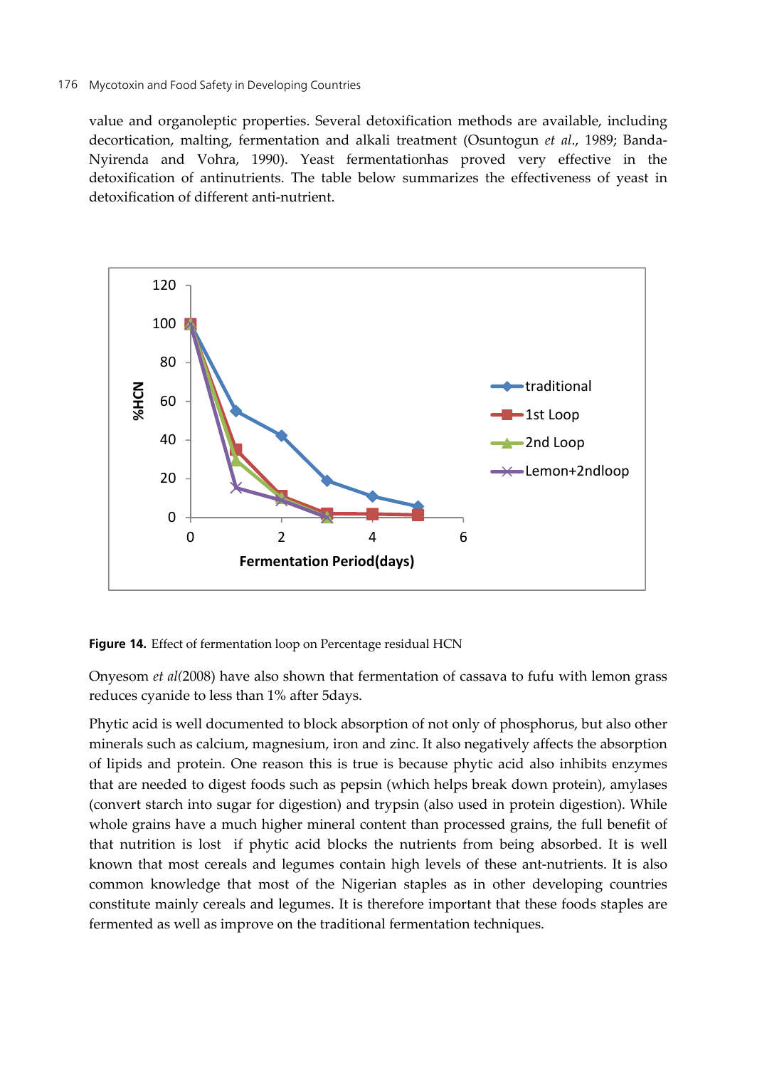value and organoleptic properties. Several detoxification methods are available, including decortication, malting, fermentation and alkali treatment (Osuntogun *et al*., 1989; Banda-Nyirenda and Vohra, 1990). Yeast fermentationhas proved very effective in the detoxification of antinutrients. The table below summarizes the effectiveness of yeast in detoxification of different anti-nutrient.

**Figure 14.** Effect of fermentation loop on Percentage residual HCN

Onyesom *et al*(2008) have also shown that fermentation of cassava to fufu with lemon grass reduces cyanide to less than 1% after 5days.

Phytic acid is well documented to block absorption of not only of phosphorus, but also other minerals such as calcium, magnesium, iron and zinc. It also negatively affects the absorption of lipids and protein. One reason this is true is because phytic acid also inhibits enzymes that are needed to digest foods such as pepsin (which helps break down protein), amylases (convert starch into sugar for digestion) and trypsin (also used in protein digestion). While whole grains have a much higher mineral content than processed grains, the full benefit of that nutrition is lost if phytic acid blocks the nutrients from being absorbed. It is well known that most cereals and legumes contain high levels of these ant-nutrients. It is also common knowledge that most of the Nigerian staples as in other developing countries constitute mainly cereals and legumes. It is therefore important that these foods staples are fermented as well as improve on the traditional fermentation techniques.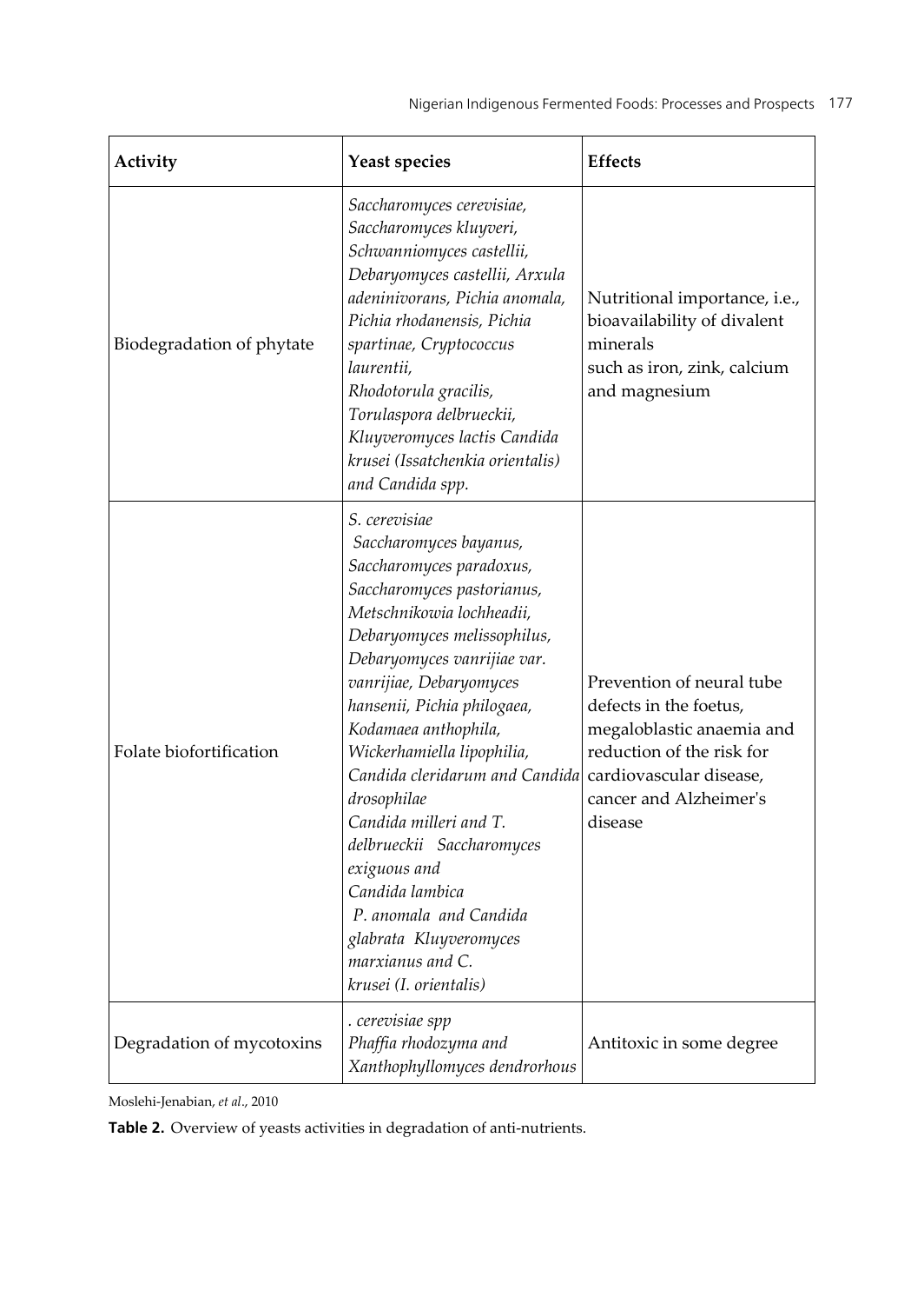| Activity | Yeast species | Effects |
|---|---|---|
| Biodegradation of phytate | *Saccharomyces cerevisiae, Saccharomyces kluyveri, Schwanniomyces castellii, Debaryomyces castellii, Arxula adeninivorans, Pichia anomala, Pichia rhodanensis, Pichia spartinae, Cryptococcus laurentii, Rhodotorula gracilis, Torulaspora delbrueckii, Kluyveromyces lactis Candida krusei (Issatchenkia orientalis) and Candida spp.* | Nutritional importance, i.e., bioavailability of divalent minerals such as iron, zink, calcium and magnesium |
| Folate biofortification | *S. cerevisiae Saccharomyces bayanus, Saccharomyces paradoxus, Saccharomyces pastorianus, Metschnikowia lochheadii, Debaryomyces melissophilus, Debaryomyces vanrijiae var. vanrijiae, Debaryomyces hansenii, Pichia philogaea, Kodamaea anthophila, Wickerhamiella lipophilia, Candida cleridarum and Candida drosophilae Candida milleri and T. delbrueckii Saccharomyces exiguous and Candida lambica P. anomala and Candida glabrata Kluyveromyces marxianus and C. krusei (I. orientalis)* | Prevention of neural tube defects in the foetus, megaloblastic anaemia and reduction of the risk for cardiovascular disease, cancer and Alzheimer's disease |
| Degradation of mycotoxins | *. cerevisiae spp Phaffia rhodozyma and Xanthophyllomyces dendrorhous* | Antitoxic in some degree |

Moslehi-Jenabian, *et al*., 2010

**Table 2.** Overview of yeasts activities in degradation of anti-nutrients.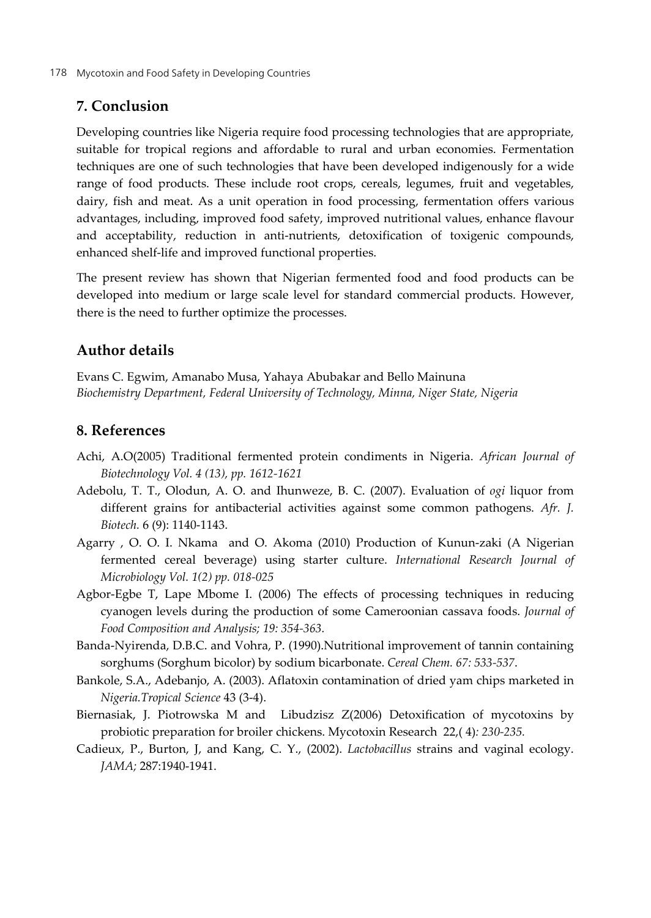## 7. Conclusion

Developing countries like Nigeria require food processing technologies that are appropriate, suitable for tropical regions and affordable to rural and urban economies. Fermentation techniques are one of such technologies that have been developed indigenously for a wide range of food products. These include root crops, cereals, legumes, fruit and vegetables, dairy, fish and meat. As a unit operation in food processing, fermentation offers various advantages, including, improved food safety, improved nutritional values, enhance flavour and acceptability, reduction in anti-nutrients, detoxification of toxigenic compounds, enhanced shelf-life and improved functional properties.

The present review has shown that Nigerian fermented food and food products can be developed into medium or large scale level for standard commercial products. However, there is the need to further optimize the processes.

## Author details

Evans C. Egwim, Amanabo Musa, Yahaya Abubakar and Bello Mainuna
*Biochemistry Department, Federal University of Technology, Minna, Niger State, Nigeria*

## 8. References

Achi, A.O(2005) Traditional fermented protein condiments in Nigeria. *African Journal of Biotechnology Vol. 4 (13), pp. 1612-1621*

Adebolu, T. T., Olodun, A. O. and Ihunweze, B. C. (2007). Evaluation of *ogi* liquor from different grains for antibacterial activities against some common pathogens. *Afr. J. Biotech.* 6 (9): 1140-1143.

Agarry , O. O. I. Nkama and O. Akoma (2010) Production of Kunun-zaki (A Nigerian fermented cereal beverage) using starter culture. *International Research Journal of Microbiology Vol. 1(2) pp. 018-025*

Agbor-Egbe T, Lape Mbome I. (2006) The effects of processing techniques in reducing cyanogen levels during the production of some Cameroonian cassava foods. *Journal of Food Composition and Analysis; 19: 354-363.*

Banda-Nyirenda, D.B.C. and Vohra, P. (1990).Nutritional improvement of tannin containing sorghums (Sorghum bicolor) by sodium bicarbonate. *Cereal Chem. 67: 533-537*.

Bankole, S.A., Adebanjo, A. (2003). Aflatoxin contamination of dried yam chips marketed in *Nigeria.Tropical Science* 43 (3-4).

Biernasiak, J. Piotrowska M and Libudzisz Z(2006) Detoxification of mycotoxins by probiotic preparation for broiler chickens. Mycotoxin Research 22,( 4)*: 230-235.*

Cadieux, P., Burton, J, and Kang, C. Y., (2002). *Lactobacillus* strains and vaginal ecology. *JAMA;* 287:1940-1941.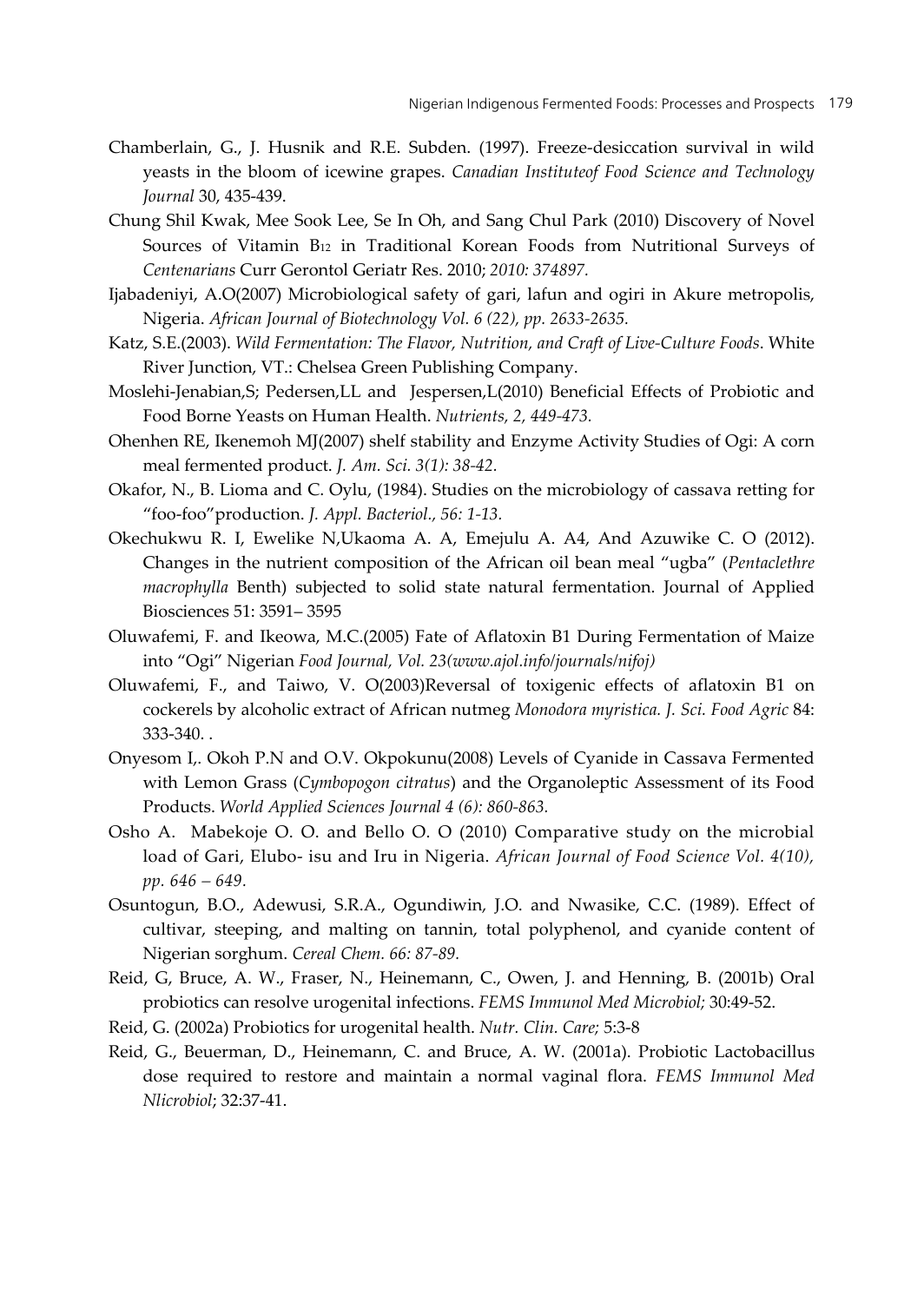Chamberlain, G., J. Husnik and R.E. Subden. (1997). Freeze-desiccation survival in wild yeasts in the bloom of icewine grapes. *Canadian Instituteof Food Science and Technology Journal* 30, 435-439.

Chung Shil Kwak, Mee Sook Lee, Se In Oh, and Sang Chul Park (2010) Discovery of Novel Sources of Vitamin $B_{12}$ in Traditional Korean Foods from Nutritional Surveys of *Centenarians* Curr Gerontol Geriatr Res. 2010; *2010: 374897.*

Ijabadeniyi, A.O(2007) Microbiological safety of gari, lafun and ogiri in Akure metropolis, Nigeria. *African Journal of Biotechnology Vol. 6 (22), pp. 2633-2635.*

Katz, S.E.(2003). *Wild Fermentation: The Flavor, Nutrition, and Craft of Live-Culture Foods*. White River Junction, VT.: Chelsea Green Publishing Company.

Moslehi-Jenabian,S; Pedersen,LL and Jespersen,L(2010) Beneficial Effects of Probiotic and Food Borne Yeasts on Human Health. *Nutrients, 2, 449-473.*

Ohenhen RE, Ikenemoh MJ(2007) shelf stability and Enzyme Activity Studies of Ogi: A corn meal fermented product. *J. Am. Sci. 3(1): 38-42.*

Okafor, N., B. Lioma and C. Oylu, (1984). Studies on the microbiology of cassava retting for "foo-foo"production. *J. Appl. Bacteriol., 56: 1-13.*

Okechukwu R. I, Ewelike N,Ukaoma A. A, Emejulu A. A4, And Azuwike C. O (2012). Changes in the nutrient composition of the African oil bean meal "ugba" (*Pentaclethre macrophylla* Benth) subjected to solid state natural fermentation. Journal of Applied Biosciences 51: 3591– 3595

Oluwafemi, F. and Ikeowa, M.C.(2005) Fate of Aflatoxin B1 During Fermentation of Maize into "Ogi" Nigerian *Food Journal, Vol. 23(www.ajol.info/journals/nifoj)*

Oluwafemi, F., and Taiwo, V. O(2003)Reversal of toxigenic effects of aflatoxin B1 on cockerels by alcoholic extract of African nutmeg *Monodora myristica. J. Sci. Food Agric* 84: 333-340. .

Onyesom I,. Okoh P.N and O.V. Okpokunu(2008) Levels of Cyanide in Cassava Fermented with Lemon Grass (*Cymbopogon citratus*) and the Organoleptic Assessment of its Food Products. *World Applied Sciences Journal 4 (6): 860-863.*

Osho A. Mabekoje O. O. and Bello O. O (2010) Comparative study on the microbial load of Gari, Elubo- isu and Iru in Nigeria. *African Journal of Food Science Vol. 4(10), pp. 646 – 649*.

Osuntogun, B.O., Adewusi, S.R.A., Ogundiwin, J.O. and Nwasike, C.C. (1989). Effect of cultivar, steeping, and malting on tannin, total polyphenol, and cyanide content of Nigerian sorghum. *Cereal Chem. 66: 87-89.*

Reid, G, Bruce, A. W., Fraser, N., Heinemann, C., Owen, J. and Henning, B. (2001b) Oral probiotics can resolve urogenital infections. *FEMS Immunol Med Microbiol;* 30:49-52.

Reid, G. (2002a) Probiotics for urogenital health. *Nutr. Clin. Care;* 5:3-8

Reid, G., Beuerman, D., Heinemann, C. and Bruce, A. W. (2001a). Probiotic Lactobacillus dose required to restore and maintain a normal vaginal flora. *FEMS Immunol Med Nlicrobiol*; 32:37-41.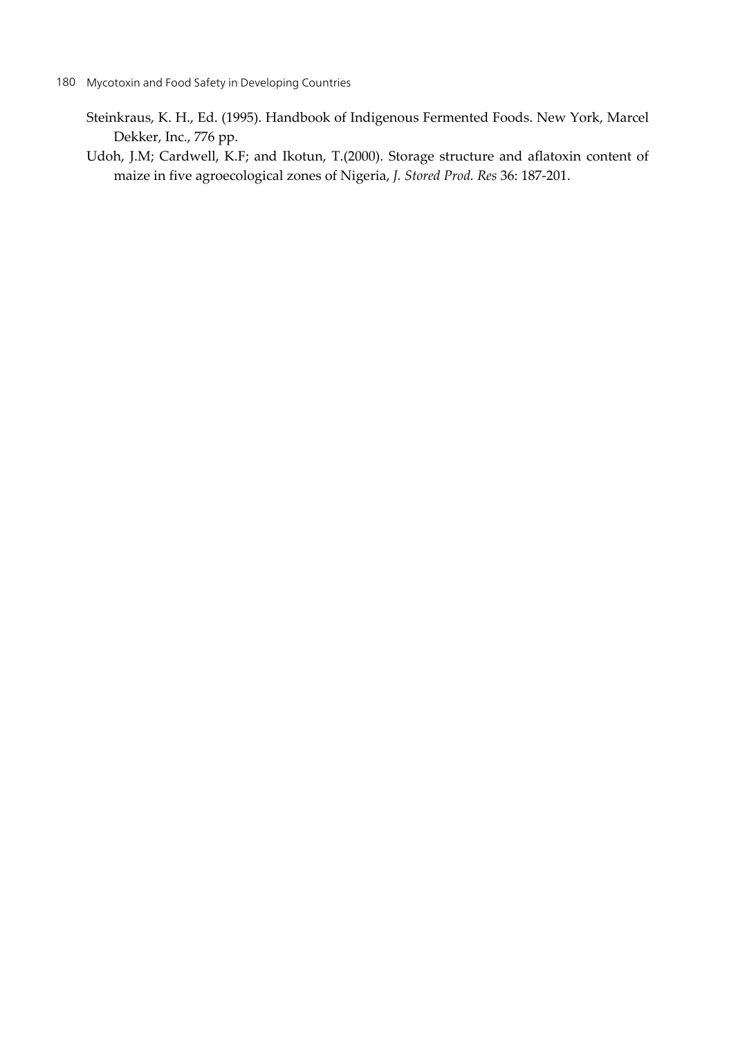Steinkraus, K. H., Ed. (1995). Handbook of Indigenous Fermented Foods. New York, Marcel Dekker, Inc., 776 pp.

Udoh, J.M; Cardwell, K.F; and Ikotun, T.(2000). Storage structure and aflatoxin content of maize in five agroecological zones of Nigeria, *J. Stored Prod. Res* 36: 187-201.